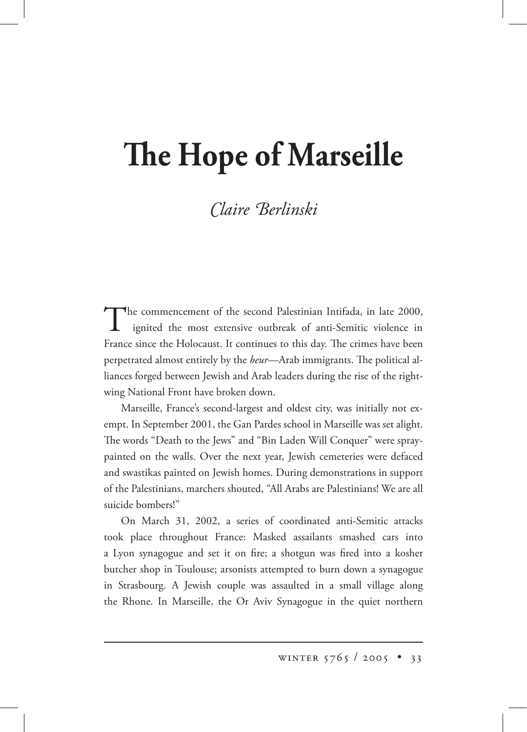# The Hope of Marseille

*Claire Berlinski*

The commencement of the second Palestinian Intifada, in late 2000, ignited the most extensive outbreak of anti-Semitic violence in France since the Holocaust. It continues to this day. The crimes have been perpetrated almost entirely by the *beur*—Arab immigrants. The political alliances forged between Jewish and Arab leaders during the rise of the right-wing National Front have broken down.

Marseille, France's second-largest and oldest city, was initially not exempt. In September 2001, the Gan Pardes school in Marseille was set alight. The words "Death to the Jews" and "Bin Laden Will Conquer" were spray-painted on the walls. Over the next year, Jewish cemeteries were defaced and swastikas painted on Jewish homes. During demonstrations in support of the Palestinians, marchers shouted, "All Arabs are Palestinians! We are all suicide bombers!"

On March 31, 2002, a series of coordinated anti-Semitic attacks took place throughout France: Masked assailants smashed cars into a Lyon synagogue and set it on fire; a shotgun was fired into a kosher butcher shop in Toulouse; arsonists attempted to burn down a synagogue in Strasbourg. A Jewish couple was assaulted in a small village along the Rhone. In Marseille, the Or Aviv Synagogue in the quiet northern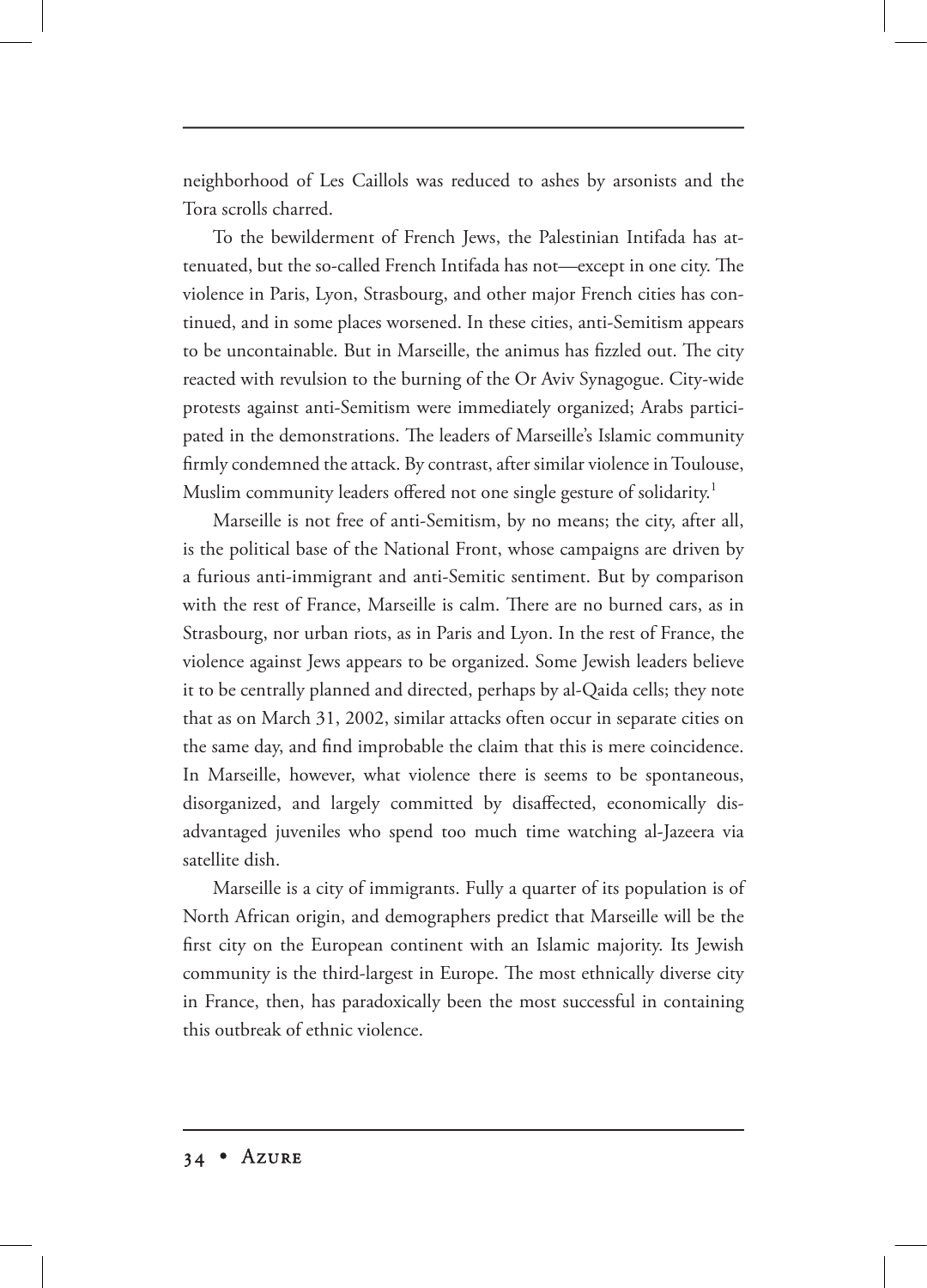neighborhood of Les Caillols was reduced to ashes by arsonists and the Tora scrolls charred.

To the bewilderment of French Jews, the Palestinian Intifada has attenuated, but the so-called French Intifada has not—except in one city. The violence in Paris, Lyon, Strasbourg, and other major French cities has continued, and in some places worsened. In these cities, anti-Semitism appears to be uncontainable. But in Marseille, the animus has fizzled out. The city reacted with revulsion to the burning of the Or Aviv Synagogue. City-wide protests against anti-Semitism were immediately organized; Arabs participated in the demonstrations. The leaders of Marseille's Islamic community firmly condemned the attack. By contrast, after similar violence in Toulouse, Muslim community leaders offered not one single gesture of solidarity.[1]

Marseille is not free of anti-Semitism, by no means; the city, after all, is the political base of the National Front, whose campaigns are driven by a furious anti-immigrant and anti-Semitic sentiment. But by comparison with the rest of France, Marseille is calm. There are no burned cars, as in Strasbourg, nor urban riots, as in Paris and Lyon. In the rest of France, the violence against Jews appears to be organized. Some Jewish leaders believe it to be centrally planned and directed, perhaps by al-Qaida cells; they note that as on March 31, 2002, similar attacks often occur in separate cities on the same day, and find improbable the claim that this is mere coincidence. In Marseille, however, what violence there is seems to be spontaneous, disorganized, and largely committed by disaffected, economically disadvantaged juveniles who spend too much time watching al-Jazeera via satellite dish.

Marseille is a city of immigrants. Fully a quarter of its population is of North African origin, and demographers predict that Marseille will be the first city on the European continent with an Islamic majority. Its Jewish community is the third-largest in Europe. The most ethnically diverse city in France, then, has paradoxically been the most successful in containing this outbreak of ethnic violence.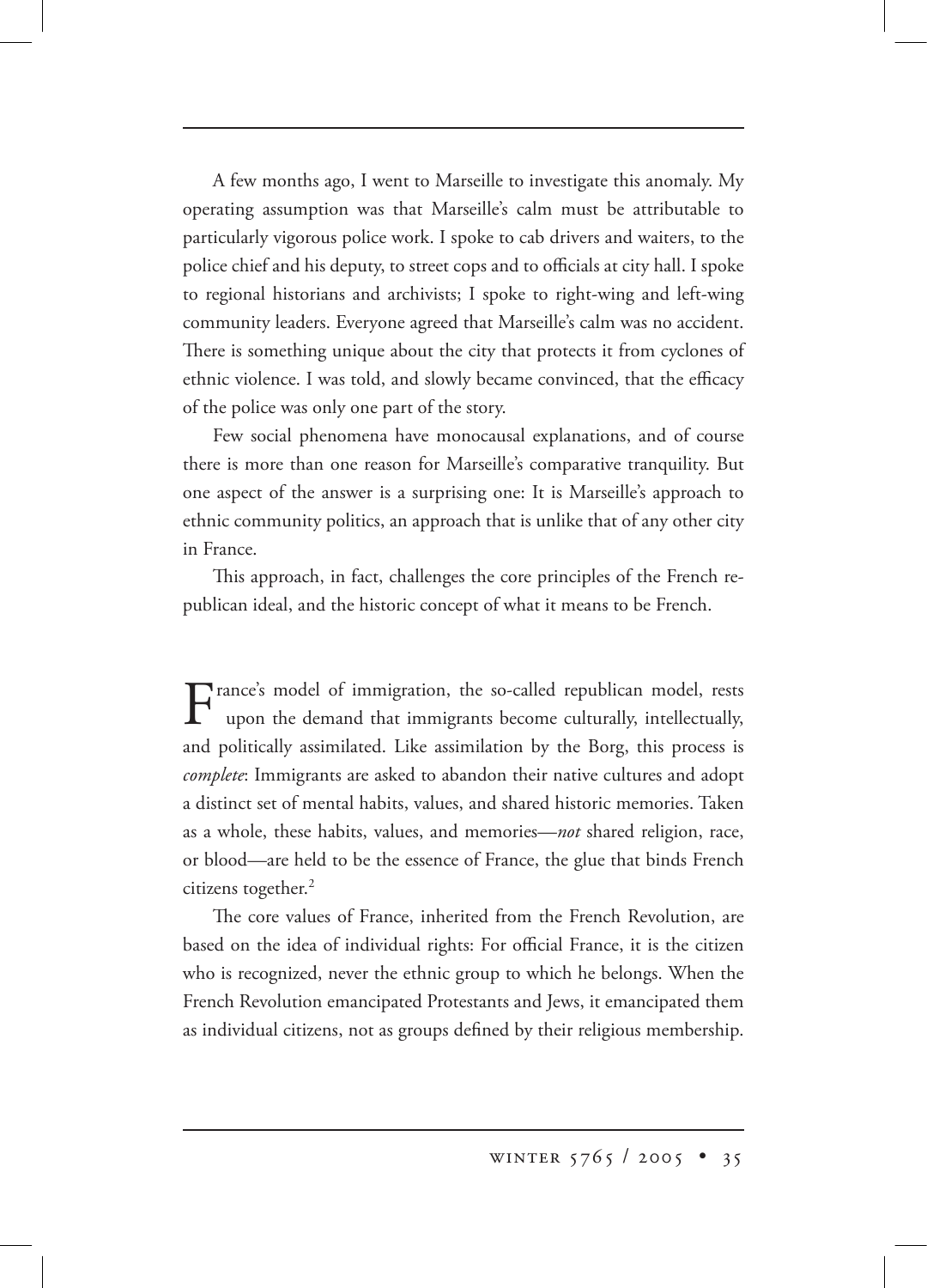A few months ago, I went to Marseille to investigate this anomaly. My operating assumption was that Marseille's calm must be attributable to particularly vigorous police work. I spoke to cab drivers and waiters, to the police chief and his deputy, to street cops and to officials at city hall. I spoke to regional historians and archivists; I spoke to right-wing and left-wing community leaders. Everyone agreed that Marseille's calm was no accident. There is something unique about the city that protects it from cyclones of ethnic violence. I was told, and slowly became convinced, that the efficacy of the police was only one part of the story.

Few social phenomena have monocausal explanations, and of course there is more than one reason for Marseille's comparative tranquility. But one aspect of the answer is a surprising one: It is Marseille's approach to ethnic community politics, an approach that is unlike that of any other city in France.

This approach, in fact, challenges the core principles of the French republican ideal, and the historic concept of what it means to be French.

France's model of immigration, the so-called republican model, rests upon the demand that immigrants become culturally, intellectually, and politically assimilated. Like assimilation by the Borg, this process is *complete*: Immigrants are asked to abandon their native cultures and adopt a distinct set of mental habits, values, and shared historic memories. Taken as a whole, these habits, values, and memories—*not* shared religion, race, or blood—are held to be the essence of France, the glue that binds French citizens together.[2]

The core values of France, inherited from the French Revolution, are based on the idea of individual rights: For official France, it is the citizen who is recognized, never the ethnic group to which he belongs. When the French Revolution emancipated Protestants and Jews, it emancipated them as individual citizens, not as groups defined by their religious membership.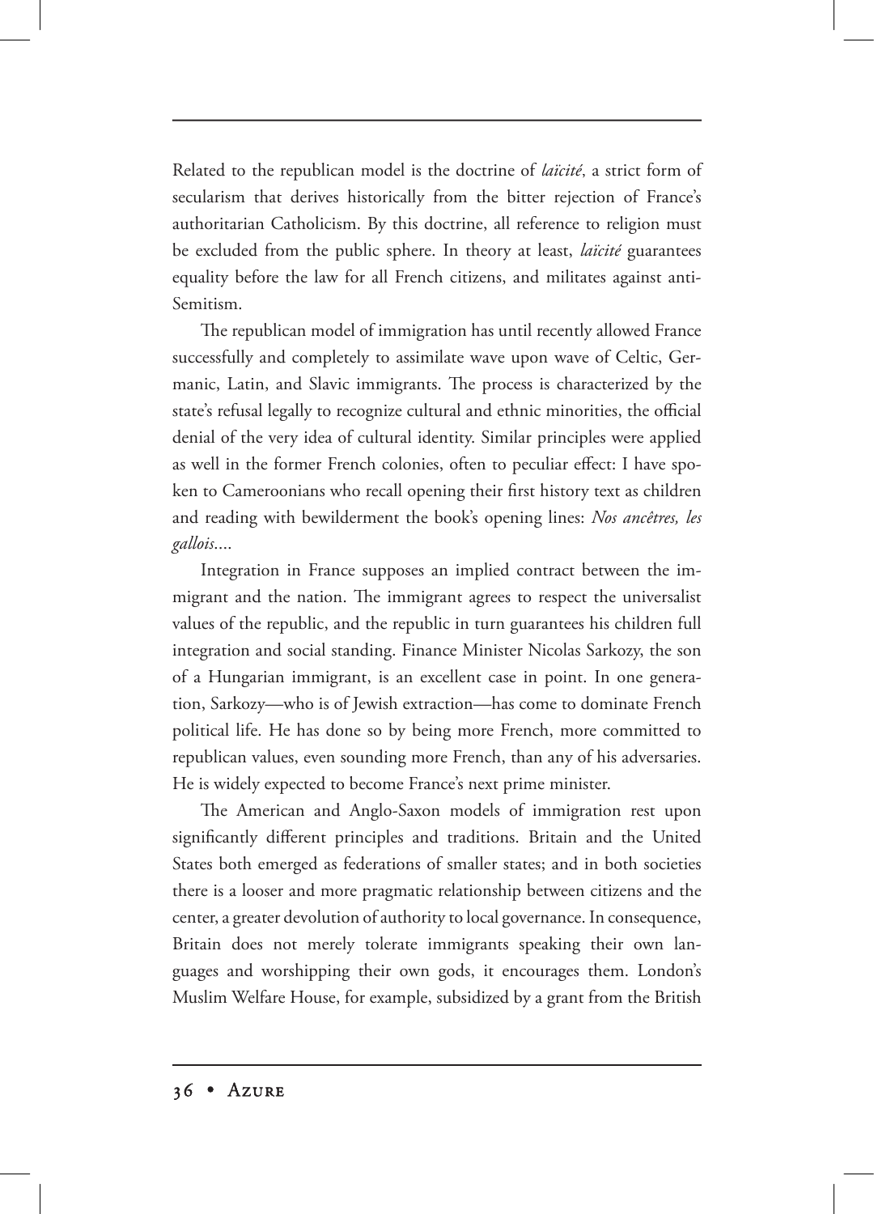Related to the republican model is the doctrine of *laïcité*, a strict form of secularism that derives historically from the bitter rejection of France's authoritarian Catholicism. By this doctrine, all reference to religion must be excluded from the public sphere. In theory at least, *laïcité* guarantees equality before the law for all French citizens, and militates against anti-Semitism.

The republican model of immigration has until recently allowed France successfully and completely to assimilate wave upon wave of Celtic, Germanic, Latin, and Slavic immigrants. The process is characterized by the state's refusal legally to recognize cultural and ethnic minorities, the official denial of the very idea of cultural identity. Similar principles were applied as well in the former French colonies, often to peculiar effect: I have spoken to Cameroonians who recall opening their first history text as children and reading with bewilderment the book's opening lines: *Nos ancêtres, les gallois*....

Integration in France supposes an implied contract between the immigrant and the nation. The immigrant agrees to respect the universalist values of the republic, and the republic in turn guarantees his children full integration and social standing. Finance Minister Nicolas Sarkozy, the son of a Hungarian immigrant, is an excellent case in point. In one generation, Sarkozy—who is of Jewish extraction—has come to dominate French political life. He has done so by being more French, more committed to republican values, even sounding more French, than any of his adversaries. He is widely expected to become France's next prime minister.

The American and Anglo-Saxon models of immigration rest upon significantly different principles and traditions. Britain and the United States both emerged as federations of smaller states; and in both societies there is a looser and more pragmatic relationship between citizens and the center, a greater devolution of authority to local governance. In consequence, Britain does not merely tolerate immigrants speaking their own languages and worshipping their own gods, it encourages them. London's Muslim Welfare House, for example, subsidized by a grant from the British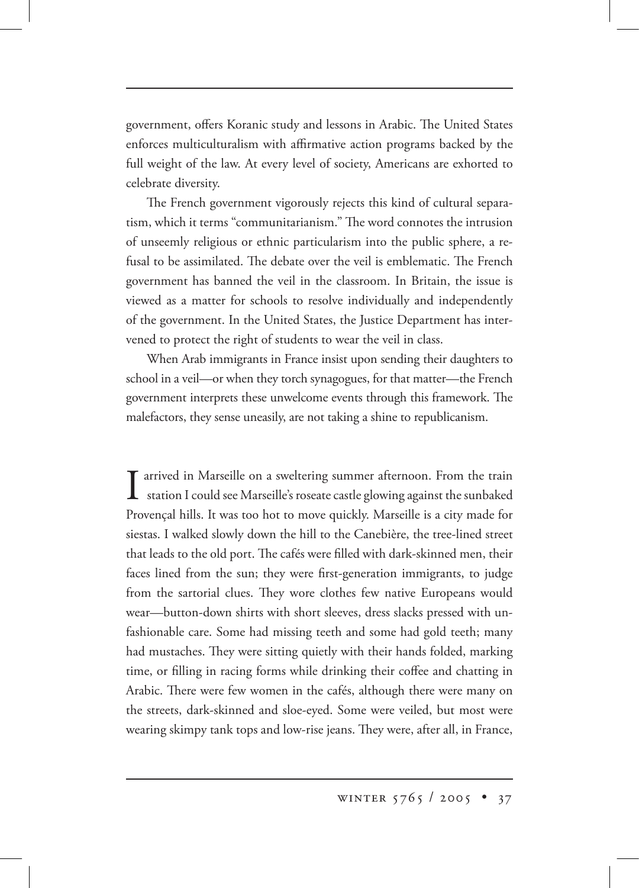government, offers Koranic study and lessons in Arabic. The United States enforces multiculturalism with affirmative action programs backed by the full weight of the law. At every level of society, Americans are exhorted to celebrate diversity.

The French government vigorously rejects this kind of cultural separatism, which it terms "communitarianism." The word connotes the intrusion of unseemly religious or ethnic particularism into the public sphere, a refusal to be assimilated. The debate over the veil is emblematic. The French government has banned the veil in the classroom. In Britain, the issue is viewed as a matter for schools to resolve individually and independently of the government. In the United States, the Justice Department has intervened to protect the right of students to wear the veil in class.

When Arab immigrants in France insist upon sending their daughters to school in a veil—or when they torch synagogues, for that matter—the French government interprets these unwelcome events through this framework. The malefactors, they sense uneasily, are not taking a shine to republicanism.

I arrived in Marseille on a sweltering summer afternoon. From the train station I could see Marseille's roseate castle glowing against the sunbaked Provençal hills. It was too hot to move quickly. Marseille is a city made for siestas. I walked slowly down the hill to the Canebière, the tree-lined street that leads to the old port. The cafés were filled with dark-skinned men, their faces lined from the sun; they were first-generation immigrants, to judge from the sartorial clues. They wore clothes few native Europeans would wear—button-down shirts with short sleeves, dress slacks pressed with unfashionable care. Some had missing teeth and some had gold teeth; many had mustaches. They were sitting quietly with their hands folded, marking time, or filling in racing forms while drinking their coffee and chatting in Arabic. There were few women in the cafés, although there were many on the streets, dark-skinned and sloe-eyed. Some were veiled, but most were wearing skimpy tank tops and low-rise jeans. They were, after all, in France,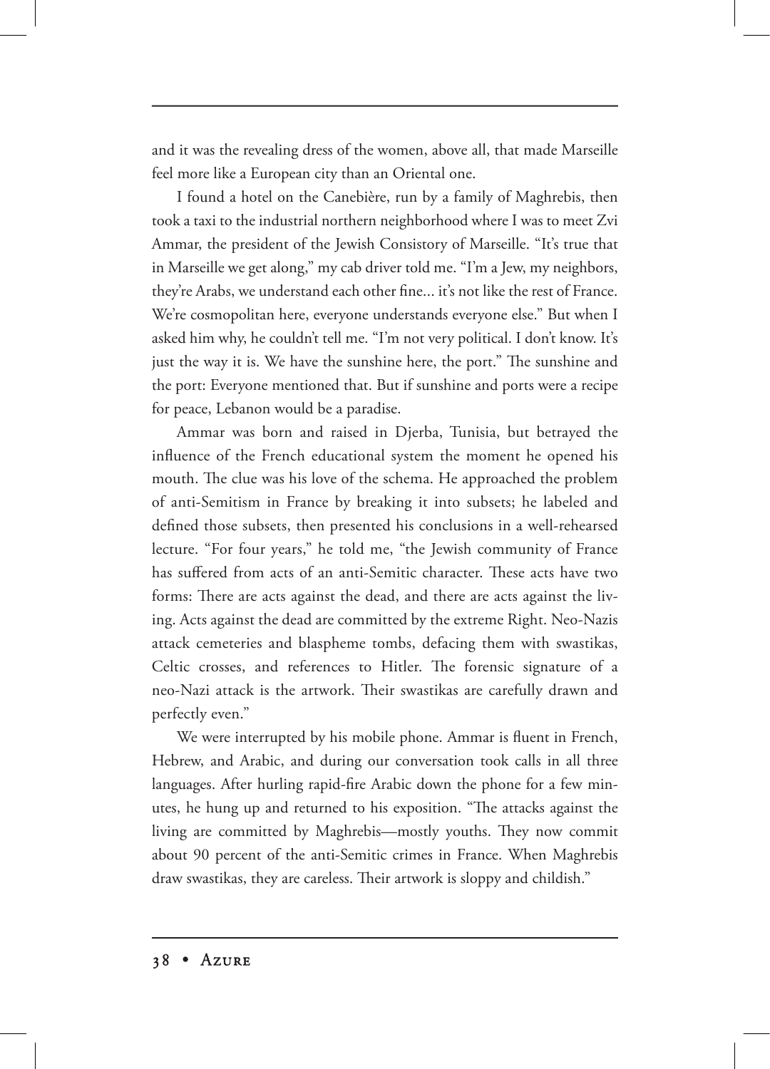and it was the revealing dress of the women, above all, that made Marseille feel more like a European city than an Oriental one.

I found a hotel on the Canebière, run by a family of Maghrebis, then took a taxi to the industrial northern neighborhood where I was to meet Zvi Ammar, the president of the Jewish Consistory of Marseille. "It's true that in Marseille we get along," my cab driver told me. "I'm a Jew, my neighbors, they're Arabs, we understand each other fine... it's not like the rest of France. We're cosmopolitan here, everyone understands everyone else." But when I asked him why, he couldn't tell me. "I'm not very political. I don't know. It's just the way it is. We have the sunshine here, the port." The sunshine and the port: Everyone mentioned that. But if sunshine and ports were a recipe for peace, Lebanon would be a paradise.

Ammar was born and raised in Djerba, Tunisia, but betrayed the influence of the French educational system the moment he opened his mouth. The clue was his love of the schema. He approached the problem of anti-Semitism in France by breaking it into subsets; he labeled and defined those subsets, then presented his conclusions in a well-rehearsed lecture. "For four years," he told me, "the Jewish community of France has suffered from acts of an anti-Semitic character. These acts have two forms: There are acts against the dead, and there are acts against the living. Acts against the dead are committed by the extreme Right. Neo-Nazis attack cemeteries and blaspheme tombs, defacing them with swastikas, Celtic crosses, and references to Hitler. The forensic signature of a neo-Nazi attack is the artwork. Their swastikas are carefully drawn and perfectly even."

We were interrupted by his mobile phone. Ammar is fluent in French, Hebrew, and Arabic, and during our conversation took calls in all three languages. After hurling rapid-fire Arabic down the phone for a few minutes, he hung up and returned to his exposition. "The attacks against the living are committed by Maghrebis—mostly youths. They now commit about 90 percent of the anti-Semitic crimes in France. When Maghrebis draw swastikas, they are careless. Their artwork is sloppy and childish."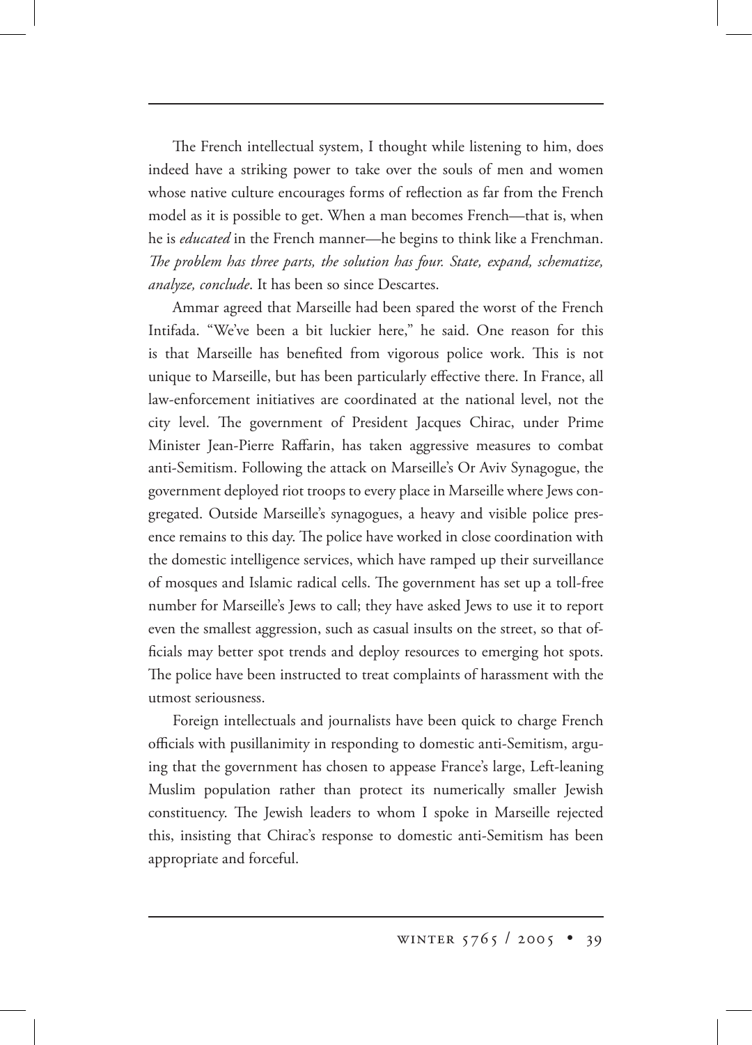The French intellectual system, I thought while listening to him, does indeed have a striking power to take over the souls of men and women whose native culture encourages forms of reflection as far from the French model as it is possible to get. When a man becomes French—that is, when he is *educated* in the French manner—he begins to think like a Frenchman. *The problem has three parts, the solution has four. State, expand, schematize, analyze, conclude*. It has been so since Descartes.

Ammar agreed that Marseille had been spared the worst of the French Intifada. "We've been a bit luckier here," he said. One reason for this is that Marseille has benefited from vigorous police work. This is not unique to Marseille, but has been particularly effective there. In France, all law-enforcement initiatives are coordinated at the national level, not the city level. The government of President Jacques Chirac, under Prime Minister Jean-Pierre Raffarin, has taken aggressive measures to combat anti-Semitism. Following the attack on Marseille's Or Aviv Synagogue, the government deployed riot troops to every place in Marseille where Jews congregated. Outside Marseille's synagogues, a heavy and visible police presence remains to this day. The police have worked in close coordination with the domestic intelligence services, which have ramped up their surveillance of mosques and Islamic radical cells. The government has set up a toll-free number for Marseille's Jews to call; they have asked Jews to use it to report even the smallest aggression, such as casual insults on the street, so that officials may better spot trends and deploy resources to emerging hot spots. The police have been instructed to treat complaints of harassment with the utmost seriousness.

Foreign intellectuals and journalists have been quick to charge French officials with pusillanimity in responding to domestic anti-Semitism, arguing that the government has chosen to appease France's large, Left-leaning Muslim population rather than protect its numerically smaller Jewish constituency. The Jewish leaders to whom I spoke in Marseille rejected this, insisting that Chirac's response to domestic anti-Semitism has been appropriate and forceful.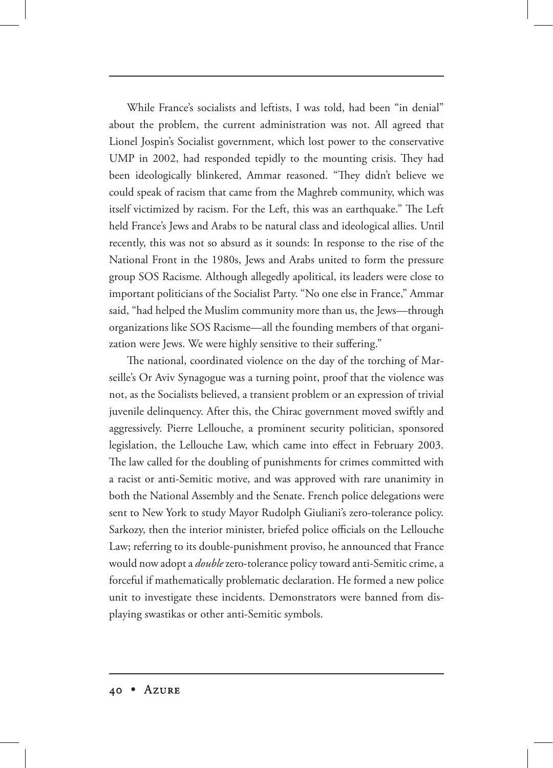While France's socialists and leftists, I was told, had been "in denial" about the problem, the current administration was not. All agreed that Lionel Jospin's Socialist government, which lost power to the conservative UMP in 2002, had responded tepidly to the mounting crisis. They had been ideologically blinkered, Ammar reasoned. "They didn't believe we could speak of racism that came from the Maghreb community, which was itself victimized by racism. For the Left, this was an earthquake." The Left held France's Jews and Arabs to be natural class and ideological allies. Until recently, this was not so absurd as it sounds: In response to the rise of the National Front in the 1980s, Jews and Arabs united to form the pressure group SOS Racisme. Although allegedly apolitical, its leaders were close to important politicians of the Socialist Party. "No one else in France," Ammar said, "had helped the Muslim community more than us, the Jews—through organizations like SOS Racisme—all the founding members of that organization were Jews. We were highly sensitive to their suffering."

The national, coordinated violence on the day of the torching of Marseille's Or Aviv Synagogue was a turning point, proof that the violence was not, as the Socialists believed, a transient problem or an expression of trivial juvenile delinquency. After this, the Chirac government moved swiftly and aggressively. Pierre Lellouche, a prominent security politician, sponsored legislation, the Lellouche Law, which came into effect in February 2003. The law called for the doubling of punishments for crimes committed with a racist or anti-Semitic motive, and was approved with rare unanimity in both the National Assembly and the Senate. French police delegations were sent to New York to study Mayor Rudolph Giuliani's zero-tolerance policy. Sarkozy, then the interior minister, briefed police officials on the Lellouche Law; referring to its double-punishment proviso, he announced that France would now adopt a *double* zero-tolerance policy toward anti-Semitic crime, a forceful if mathematically problematic declaration. He formed a new police unit to investigate these incidents. Demonstrators were banned from displaying swastikas or other anti-Semitic symbols.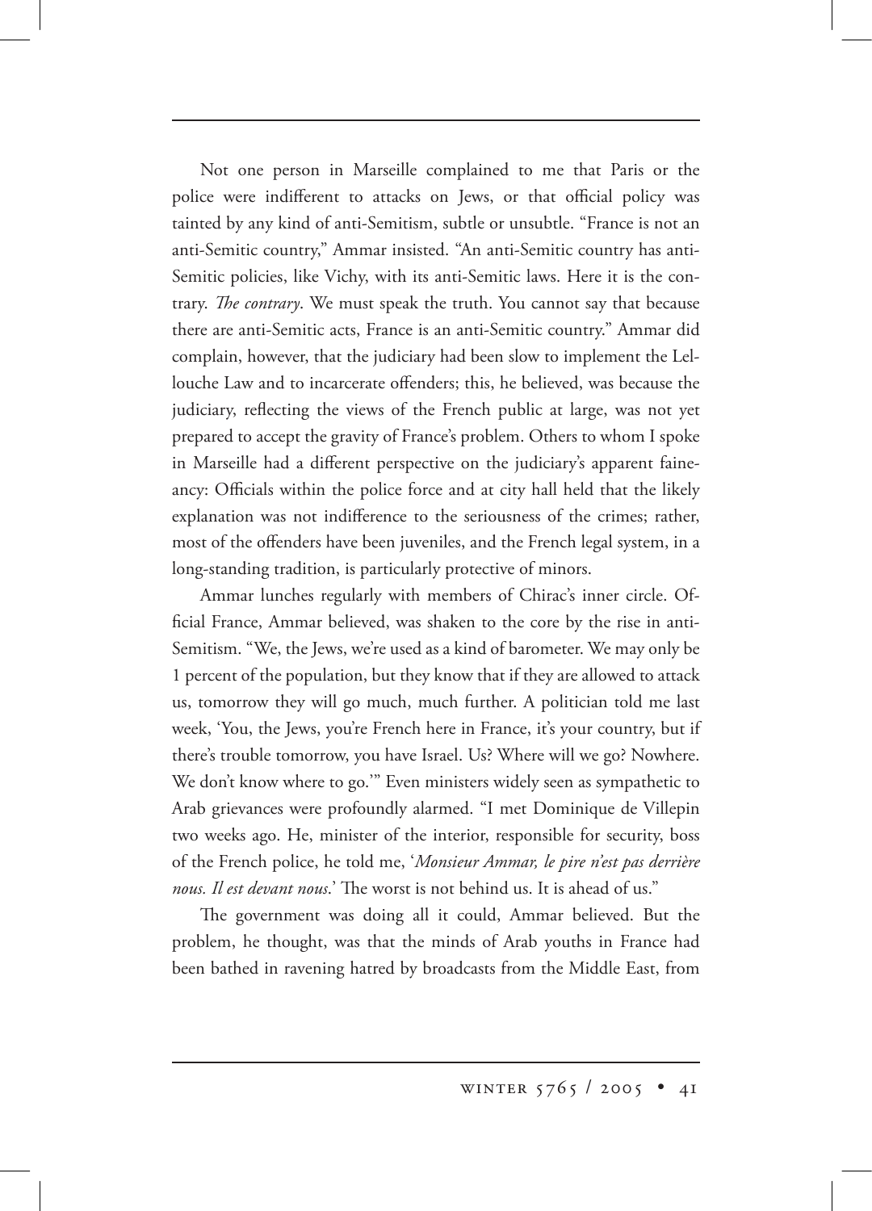Not one person in Marseille complained to me that Paris or the police were indifferent to attacks on Jews, or that official policy was tainted by any kind of anti-Semitism, subtle or unsubtle. "France is not an anti-Semitic country," Ammar insisted. "An anti-Semitic country has anti-Semitic policies, like Vichy, with its anti-Semitic laws. Here it is the contrary. *The contrary*. We must speak the truth. You cannot say that because there are anti-Semitic acts, France is an anti-Semitic country." Ammar did complain, however, that the judiciary had been slow to implement the Lellouche Law and to incarcerate offenders; this, he believed, was because the judiciary, reflecting the views of the French public at large, was not yet prepared to accept the gravity of France's problem. Others to whom I spoke in Marseille had a different perspective on the judiciary's apparent faineancy: Officials within the police force and at city hall held that the likely explanation was not indifference to the seriousness of the crimes; rather, most of the offenders have been juveniles, and the French legal system, in a long-standing tradition, is particularly protective of minors.

Ammar lunches regularly with members of Chirac's inner circle. Official France, Ammar believed, was shaken to the core by the rise in anti-Semitism. "We, the Jews, we're used as a kind of barometer. We may only be 1 percent of the population, but they know that if they are allowed to attack us, tomorrow they will go much, much further. A politician told me last week, 'You, the Jews, you're French here in France, it's your country, but if there's trouble tomorrow, you have Israel. Us? Where will we go? Nowhere. We don't know where to go.'" Even ministers widely seen as sympathetic to Arab grievances were profoundly alarmed. "I met Dominique de Villepin two weeks ago. He, minister of the interior, responsible for security, boss of the French police, he told me, '*Monsieur Ammar, le pire n'est pas derrière nous. Il est devant nous*.' The worst is not behind us. It is ahead of us."

The government was doing all it could, Ammar believed. But the problem, he thought, was that the minds of Arab youths in France had been bathed in ravening hatred by broadcasts from the Middle East, from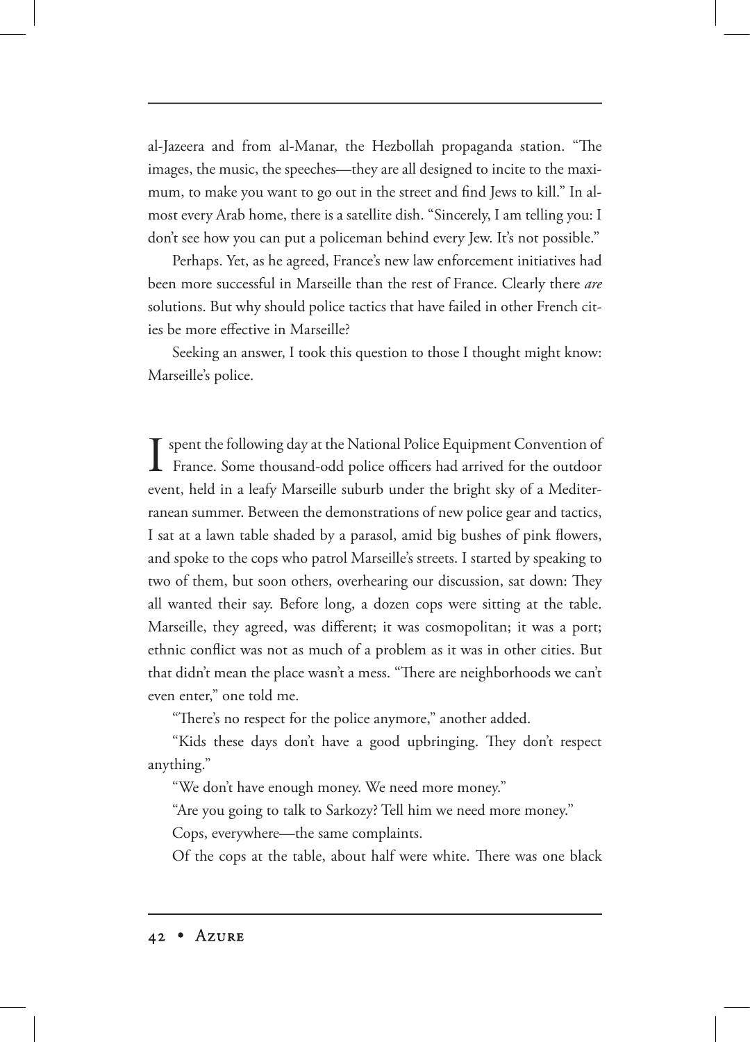al-Jazeera and from al-Manar, the Hezbollah propaganda station. "The images, the music, the speeches—they are all designed to incite to the maximum, to make you want to go out in the street and find Jews to kill." In almost every Arab home, there is a satellite dish. "Sincerely, I am telling you: I don't see how you can put a policeman behind every Jew. It's not possible."

Perhaps. Yet, as he agreed, France's new law enforcement initiatives had been more successful in Marseille than the rest of France. Clearly there *are* solutions. But why should police tactics that have failed in other French cities be more effective in Marseille?

Seeking an answer, I took this question to those I thought might know: Marseille's police.

I spent the following day at the National Police Equipment Convention of France. Some thousand-odd police officers had arrived for the outdoor event, held in a leafy Marseille suburb under the bright sky of a Mediterranean summer. Between the demonstrations of new police gear and tactics, I sat at a lawn table shaded by a parasol, amid big bushes of pink flowers, and spoke to the cops who patrol Marseille's streets. I started by speaking to two of them, but soon others, overhearing our discussion, sat down: They all wanted their say. Before long, a dozen cops were sitting at the table. Marseille, they agreed, was different; it was cosmopolitan; it was a port; ethnic conflict was not as much of a problem as it was in other cities. But that didn't mean the place wasn't a mess. "There are neighborhoods we can't even enter," one told me.

"There's no respect for the police anymore," another added.

"Kids these days don't have a good upbringing. They don't respect anything."

"We don't have enough money. We need more money."

"Are you going to talk to Sarkozy? Tell him we need more money."

Cops, everywhere—the same complaints.

Of the cops at the table, about half were white. There was one black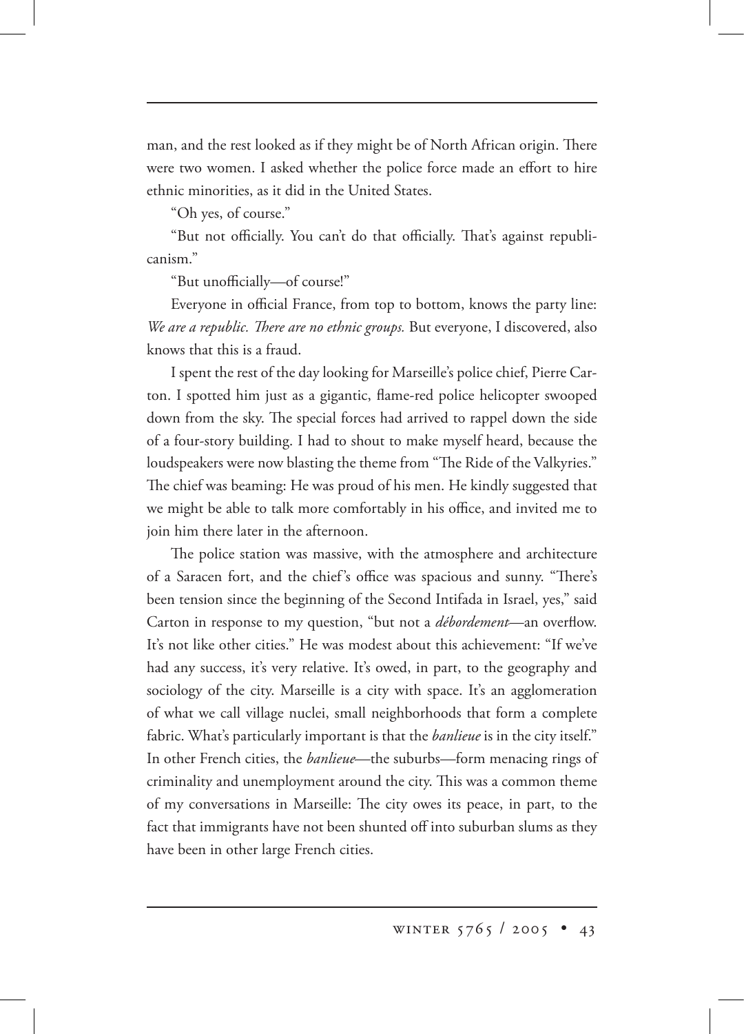man, and the rest looked as if they might be of North African origin. There were two women. I asked whether the police force made an effort to hire ethnic minorities, as it did in the United States.

"Oh yes, of course."

"But not officially. You can't do that officially. That's against republicanism."

"But unofficially—of course!"

Everyone in official France, from top to bottom, knows the party line: *We are a republic. There are no ethnic groups.* But everyone, I discovered, also knows that this is a fraud.

I spent the rest of the day looking for Marseille's police chief, Pierre Carton. I spotted him just as a gigantic, flame-red police helicopter swooped down from the sky. The special forces had arrived to rappel down the side of a four-story building. I had to shout to make myself heard, because the loudspeakers were now blasting the theme from "The Ride of the Valkyries." The chief was beaming: He was proud of his men. He kindly suggested that we might be able to talk more comfortably in his office, and invited me to join him there later in the afternoon.

The police station was massive, with the atmosphere and architecture of a Saracen fort, and the chief's office was spacious and sunny. "There's been tension since the beginning of the Second Intifada in Israel, yes," said Carton in response to my question, "but not a *débordement*—an overflow. It's not like other cities." He was modest about this achievement: "If we've had any success, it's very relative. It's owed, in part, to the geography and sociology of the city. Marseille is a city with space. It's an agglomeration of what we call village nuclei, small neighborhoods that form a complete fabric. What's particularly important is that the *banlieue* is in the city itself." In other French cities, the *banlieue*—the suburbs—form menacing rings of criminality and unemployment around the city. This was a common theme of my conversations in Marseille: The city owes its peace, in part, to the fact that immigrants have not been shunted off into suburban slums as they have been in other large French cities.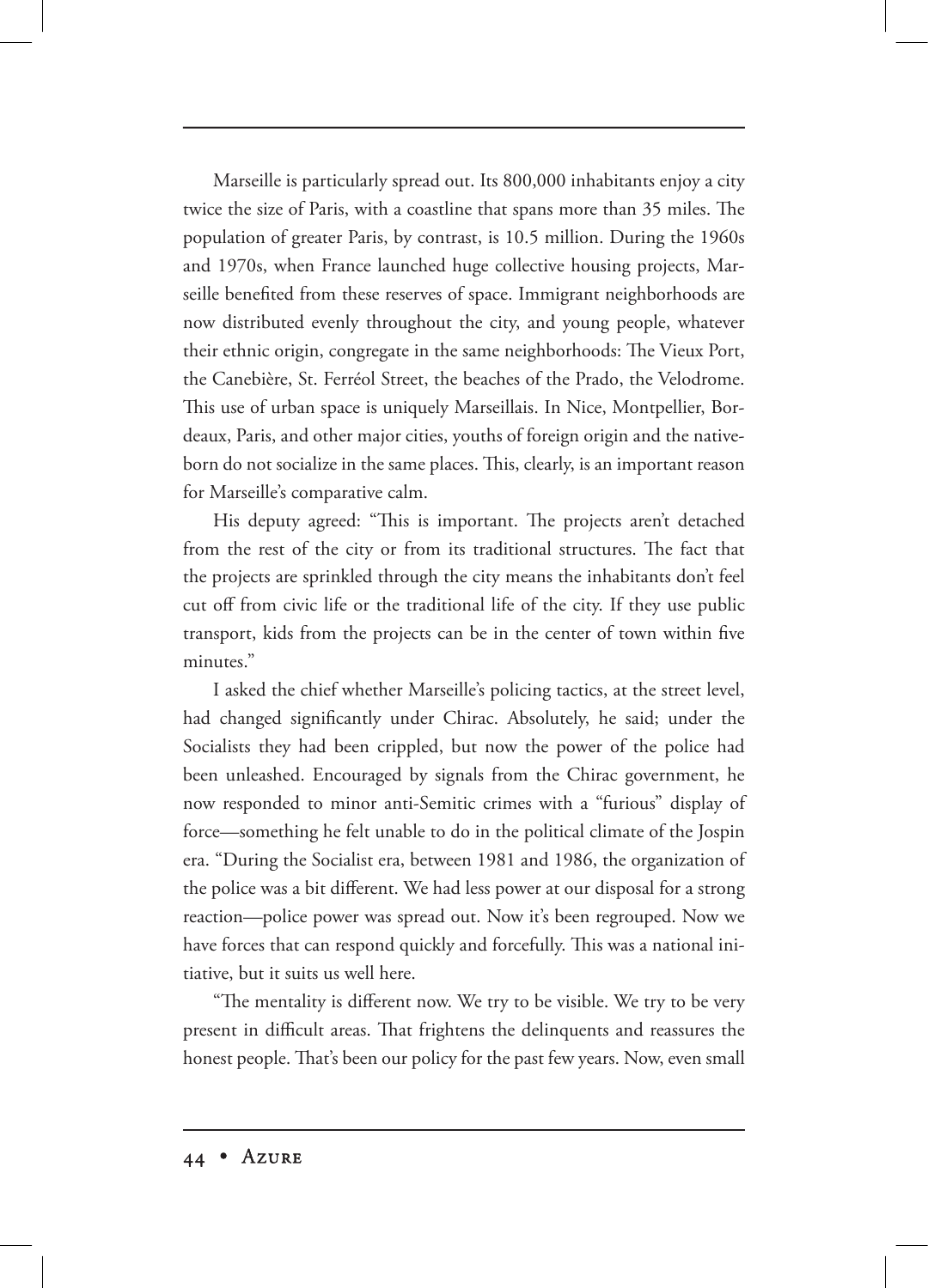Marseille is particularly spread out. Its 800,000 inhabitants enjoy a city twice the size of Paris, with a coastline that spans more than 35 miles. The population of greater Paris, by contrast, is 10.5 million. During the 1960s and 1970s, when France launched huge collective housing projects, Marseille benefited from these reserves of space. Immigrant neighborhoods are now distributed evenly throughout the city, and young people, whatever their ethnic origin, congregate in the same neighborhoods: The Vieux Port, the Canebière, St. Ferréol Street, the beaches of the Prado, the Velodrome. This use of urban space is uniquely Marseillais. In Nice, Montpellier, Bordeaux, Paris, and other major cities, youths of foreign origin and the native-born do not socialize in the same places. This, clearly, is an important reason for Marseille's comparative calm.

His deputy agreed: "This is important. The projects aren't detached from the rest of the city or from its traditional structures. The fact that the projects are sprinkled through the city means the inhabitants don't feel cut off from civic life or the traditional life of the city. If they use public transport, kids from the projects can be in the center of town within five minutes."

I asked the chief whether Marseille's policing tactics, at the street level, had changed significantly under Chirac. Absolutely, he said; under the Socialists they had been crippled, but now the power of the police had been unleashed. Encouraged by signals from the Chirac government, he now responded to minor anti-Semitic crimes with a "furious" display of force—something he felt unable to do in the political climate of the Jospin era. "During the Socialist era, between 1981 and 1986, the organization of the police was a bit different. We had less power at our disposal for a strong reaction—police power was spread out. Now it's been regrouped. Now we have forces that can respond quickly and forcefully. This was a national initiative, but it suits us well here.

"The mentality is different now. We try to be visible. We try to be very present in difficult areas. That frightens the delinquents and reassures the honest people. That's been our policy for the past few years. Now, even small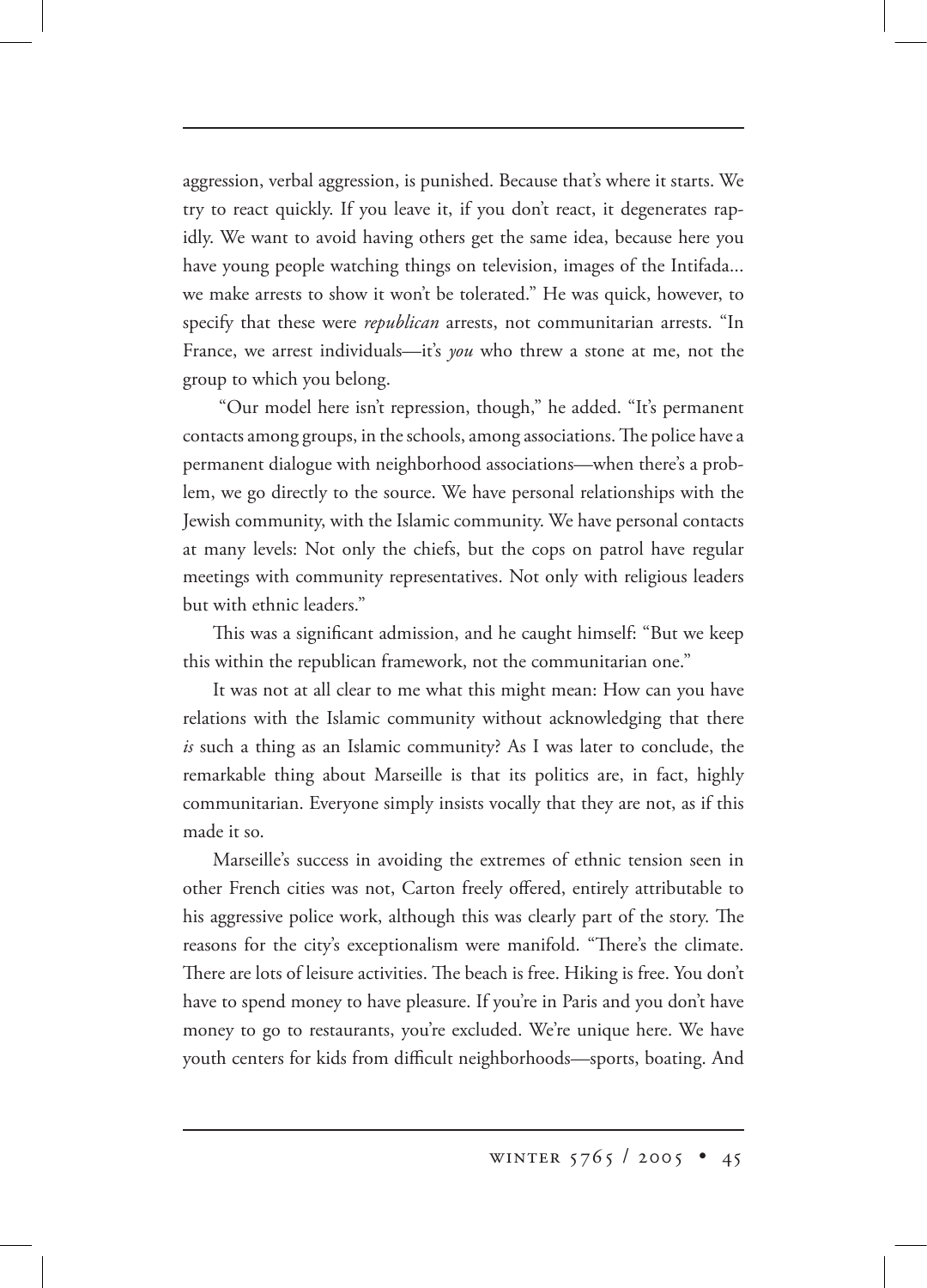aggression, verbal aggression, is punished. Because that's where it starts. We try to react quickly. If you leave it, if you don't react, it degenerates rapidly. We want to avoid having others get the same idea, because here you have young people watching things on television, images of the Intifada... we make arrests to show it won't be tolerated." He was quick, however, to specify that these were *republican* arrests, not communitarian arrests. "In France, we arrest individuals—it's *you* who threw a stone at me, not the group to which you belong.

"Our model here isn't repression, though," he added. "It's permanent contacts among groups, in the schools, among associations. The police have a permanent dialogue with neighborhood associations—when there's a problem, we go directly to the source. We have personal relationships with the Jewish community, with the Islamic community. We have personal contacts at many levels: Not only the chiefs, but the cops on patrol have regular meetings with community representatives. Not only with religious leaders but with ethnic leaders."

This was a significant admission, and he caught himself: "But we keep this within the republican framework, not the communitarian one."

It was not at all clear to me what this might mean: How can you have relations with the Islamic community without acknowledging that there *is* such a thing as an Islamic community? As I was later to conclude, the remarkable thing about Marseille is that its politics are, in fact, highly communitarian. Everyone simply insists vocally that they are not, as if this made it so.

Marseille's success in avoiding the extremes of ethnic tension seen in other French cities was not, Carton freely offered, entirely attributable to his aggressive police work, although this was clearly part of the story. The reasons for the city's exceptionalism were manifold. "There's the climate. There are lots of leisure activities. The beach is free. Hiking is free. You don't have to spend money to have pleasure. If you're in Paris and you don't have money to go to restaurants, you're excluded. We're unique here. We have youth centers for kids from difficult neighborhoods—sports, boating. And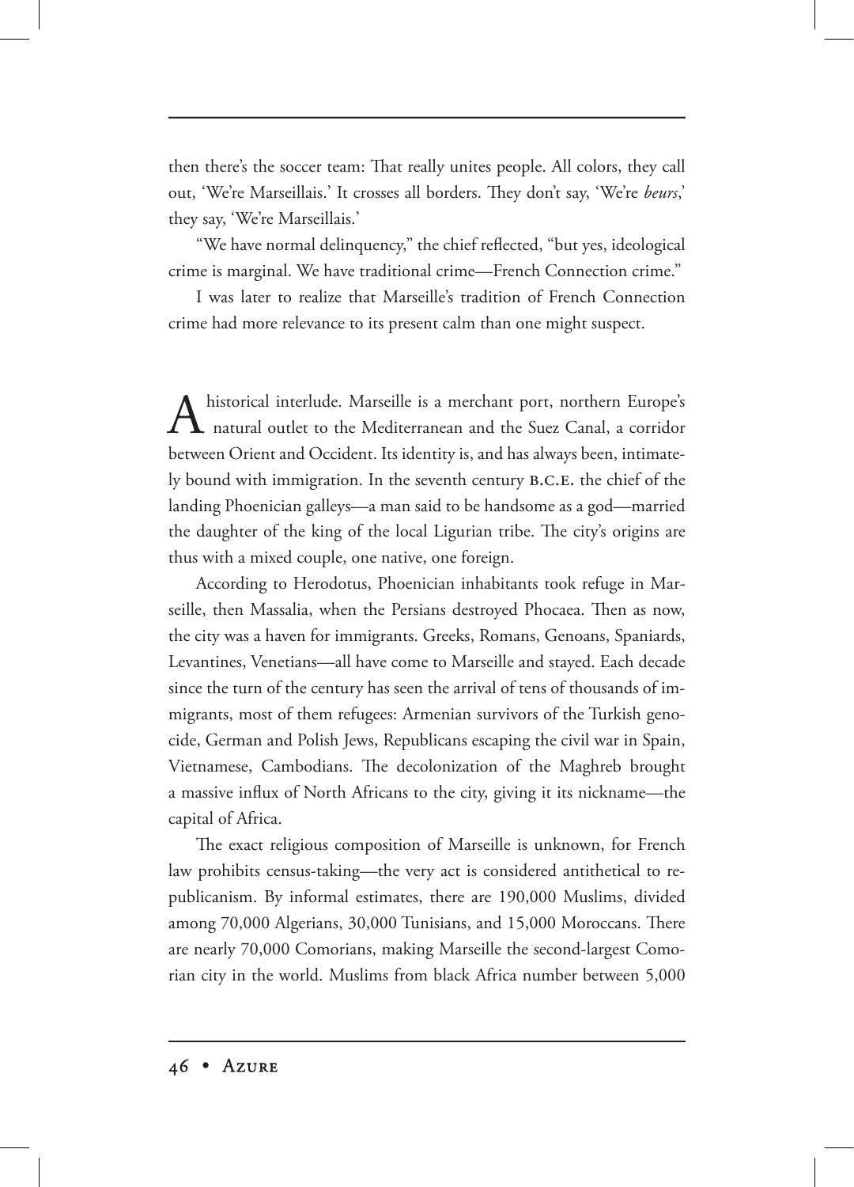then there's the soccer team: That really unites people. All colors, they call out, 'We're Marseillais.' It crosses all borders. They don't say, 'We're *beurs*,' they say, 'We're Marseillais.'

"We have normal delinquency," the chief reflected, "but yes, ideological crime is marginal. We have traditional crime—French Connection crime."

I was later to realize that Marseille's tradition of French Connection crime had more relevance to its present calm than one might suspect.

A historical interlude. Marseille is a merchant port, northern Europe's natural outlet to the Mediterranean and the Suez Canal, a corridor between Orient and Occident. Its identity is, and has always been, intimately bound with immigration. In the seventh century B.C.E. the chief of the landing Phoenician galleys—a man said to be handsome as a god—married the daughter of the king of the local Ligurian tribe. The city's origins are thus with a mixed couple, one native, one foreign.

According to Herodotus, Phoenician inhabitants took refuge in Marseille, then Massalia, when the Persians destroyed Phocaea. Then as now, the city was a haven for immigrants. Greeks, Romans, Genoans, Spaniards, Levantines, Venetians—all have come to Marseille and stayed. Each decade since the turn of the century has seen the arrival of tens of thousands of immigrants, most of them refugees: Armenian survivors of the Turkish genocide, German and Polish Jews, Republicans escaping the civil war in Spain, Vietnamese, Cambodians. The decolonization of the Maghreb brought a massive influx of North Africans to the city, giving it its nickname—the capital of Africa.

The exact religious composition of Marseille is unknown, for French law prohibits census-taking—the very act is considered antithetical to republicanism. By informal estimates, there are 190,000 Muslims, divided among 70,000 Algerians, 30,000 Tunisians, and 15,000 Moroccans. There are nearly 70,000 Comorians, making Marseille the second-largest Comorian city in the world. Muslims from black Africa number between 5,000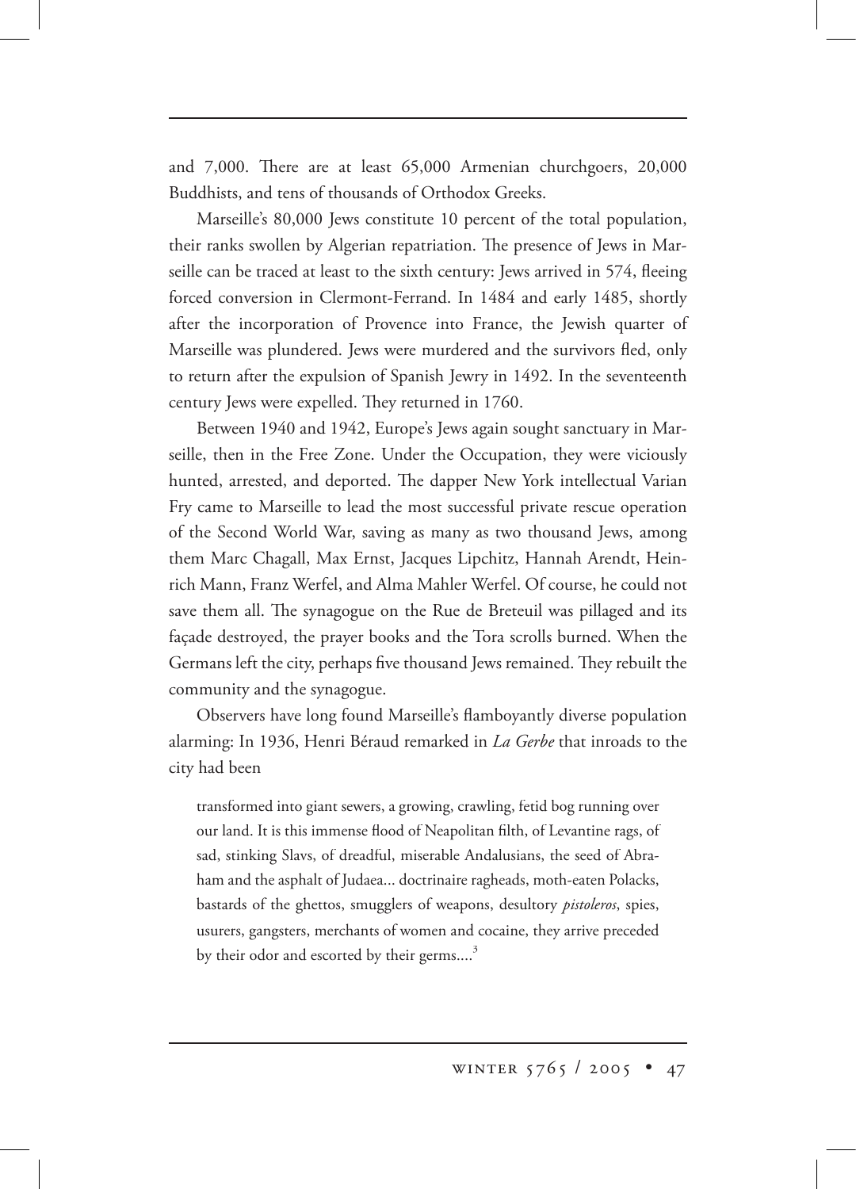and 7,000. There are at least 65,000 Armenian churchgoers, 20,000 Buddhists, and tens of thousands of Orthodox Greeks.

Marseille's 80,000 Jews constitute 10 percent of the total population, their ranks swollen by Algerian repatriation. The presence of Jews in Marseille can be traced at least to the sixth century: Jews arrived in 574, fleeing forced conversion in Clermont-Ferrand. In 1484 and early 1485, shortly after the incorporation of Provence into France, the Jewish quarter of Marseille was plundered. Jews were murdered and the survivors fled, only to return after the expulsion of Spanish Jewry in 1492. In the seventeenth century Jews were expelled. They returned in 1760.

Between 1940 and 1942, Europe's Jews again sought sanctuary in Marseille, then in the Free Zone. Under the Occupation, they were viciously hunted, arrested, and deported. The dapper New York intellectual Varian Fry came to Marseille to lead the most successful private rescue operation of the Second World War, saving as many as two thousand Jews, among them Marc Chagall, Max Ernst, Jacques Lipchitz, Hannah Arendt, Heinrich Mann, Franz Werfel, and Alma Mahler Werfel. Of course, he could not save them all. The synagogue on the Rue de Breteuil was pillaged and its façade destroyed, the prayer books and the Tora scrolls burned. When the Germans left the city, perhaps five thousand Jews remained. They rebuilt the community and the synagogue.

Observers have long found Marseille's flamboyantly diverse population alarming: In 1936, Henri Béraud remarked in *La Gerbe* that inroads to the city had been

> transformed into giant sewers, a growing, crawling, fetid bog running over our land. It is this immense flood of Neapolitan filth, of Levantine rags, of sad, stinking Slavs, of dreadful, miserable Andalusians, the seed of Abraham and the asphalt of Judaea... doctrinaire ragheads, moth-eaten Polacks, bastards of the ghettos, smugglers of weapons, desultory *pistoleros*, spies, usurers, gangsters, merchants of women and cocaine, they arrive preceded by their odor and escorted by their germs....[3]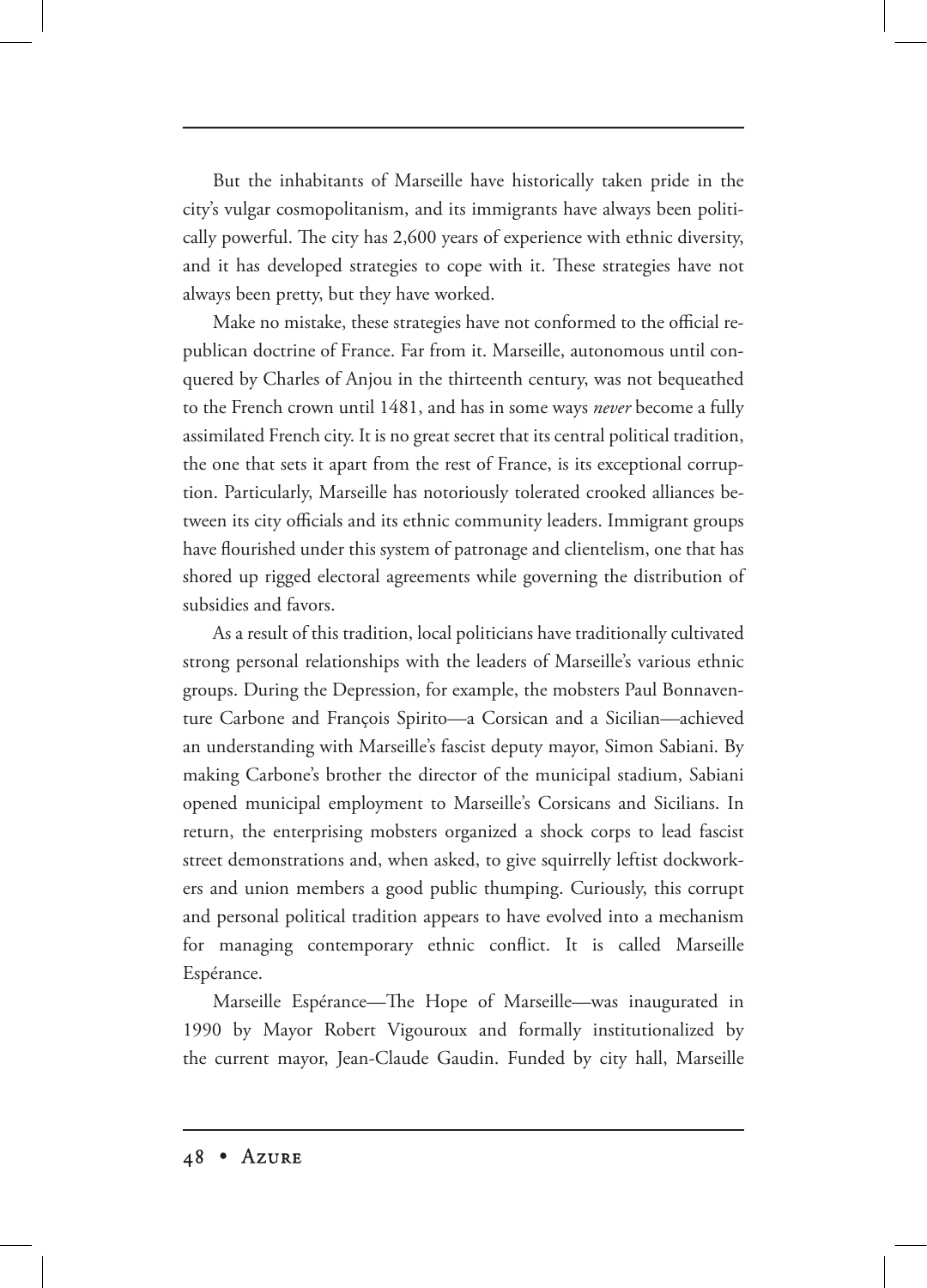But the inhabitants of Marseille have historically taken pride in the city's vulgar cosmopolitanism, and its immigrants have always been politically powerful. The city has 2,600 years of experience with ethnic diversity, and it has developed strategies to cope with it. These strategies have not always been pretty, but they have worked.

Make no mistake, these strategies have not conformed to the official republican doctrine of France. Far from it. Marseille, autonomous until conquered by Charles of Anjou in the thirteenth century, was not bequeathed to the French crown until 1481, and has in some ways *never* become a fully assimilated French city. It is no great secret that its central political tradition, the one that sets it apart from the rest of France, is its exceptional corruption. Particularly, Marseille has notoriously tolerated crooked alliances between its city officials and its ethnic community leaders. Immigrant groups have flourished under this system of patronage and clientelism, one that has shored up rigged electoral agreements while governing the distribution of subsidies and favors.

As a result of this tradition, local politicians have traditionally cultivated strong personal relationships with the leaders of Marseille's various ethnic groups. During the Depression, for example, the mobsters Paul Bonnaventure Carbone and François Spirito—a Corsican and a Sicilian—achieved an understanding with Marseille's fascist deputy mayor, Simon Sabiani. By making Carbone's brother the director of the municipal stadium, Sabiani opened municipal employment to Marseille's Corsicans and Sicilians. In return, the enterprising mobsters organized a shock corps to lead fascist street demonstrations and, when asked, to give squirrelly leftist dockworkers and union members a good public thumping. Curiously, this corrupt and personal political tradition appears to have evolved into a mechanism for managing contemporary ethnic conflict. It is called Marseille Espérance.

Marseille Espérance—The Hope of Marseille—was inaugurated in 1990 by Mayor Robert Vigouroux and formally institutionalized by the current mayor, Jean-Claude Gaudin. Funded by city hall, Marseille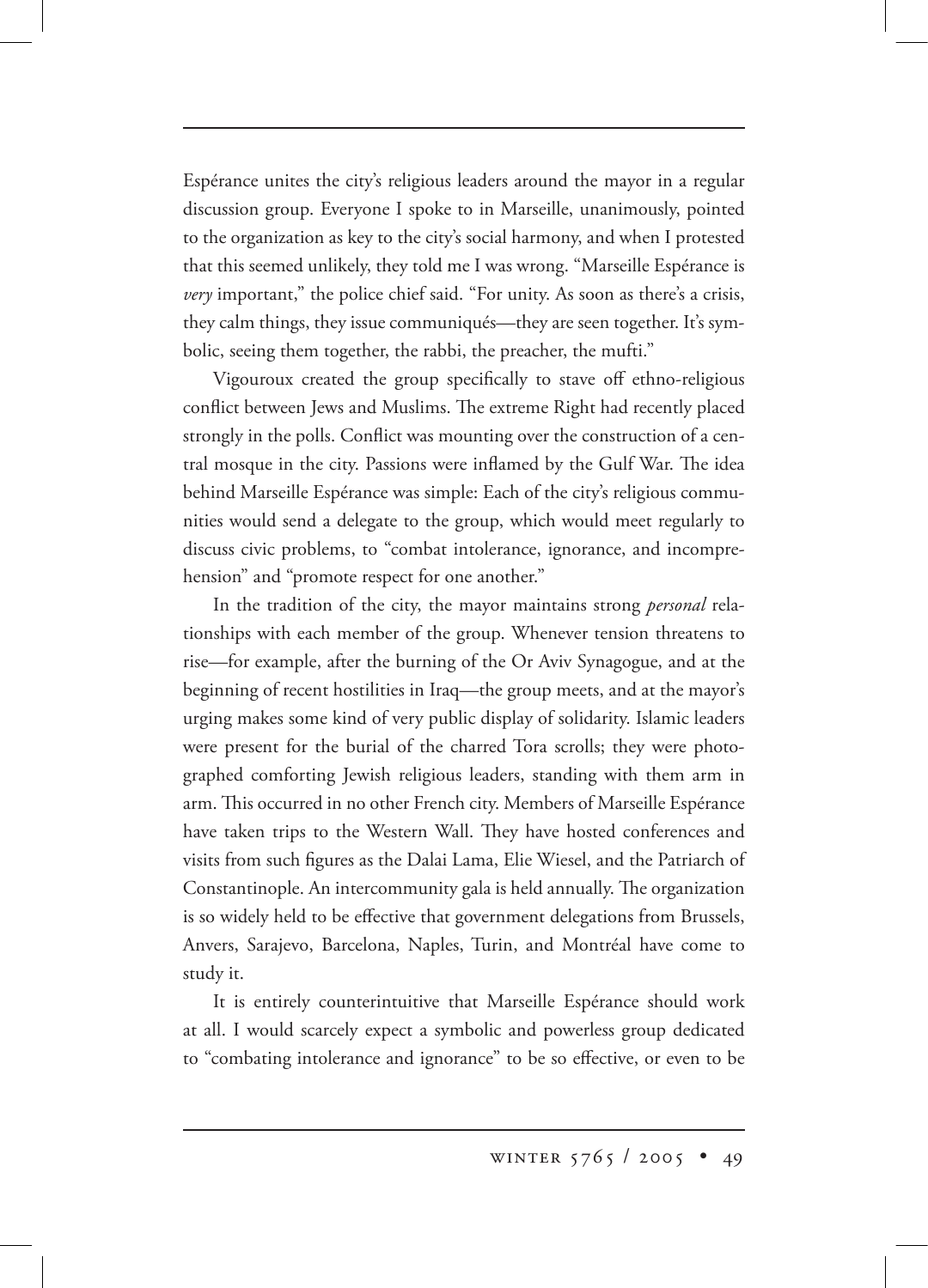Espérance unites the city's religious leaders around the mayor in a regular discussion group. Everyone I spoke to in Marseille, unanimously, pointed to the organization as key to the city's social harmony, and when I protested that this seemed unlikely, they told me I was wrong. "Marseille Espérance is *very* important," the police chief said. "For unity. As soon as there's a crisis, they calm things, they issue communiqués—they are seen together. It's symbolic, seeing them together, the rabbi, the preacher, the mufti."

Vigouroux created the group specifically to stave off ethno-religious conflict between Jews and Muslims. The extreme Right had recently placed strongly in the polls. Conflict was mounting over the construction of a central mosque in the city. Passions were inflamed by the Gulf War. The idea behind Marseille Espérance was simple: Each of the city's religious communities would send a delegate to the group, which would meet regularly to discuss civic problems, to "combat intolerance, ignorance, and incomprehension" and "promote respect for one another."

In the tradition of the city, the mayor maintains strong *personal* relationships with each member of the group. Whenever tension threatens to rise—for example, after the burning of the Or Aviv Synagogue, and at the beginning of recent hostilities in Iraq—the group meets, and at the mayor's urging makes some kind of very public display of solidarity. Islamic leaders were present for the burial of the charred Tora scrolls; they were photographed comforting Jewish religious leaders, standing with them arm in arm. This occurred in no other French city. Members of Marseille Espérance have taken trips to the Western Wall. They have hosted conferences and visits from such figures as the Dalai Lama, Elie Wiesel, and the Patriarch of Constantinople. An intercommunity gala is held annually. The organization is so widely held to be effective that government delegations from Brussels, Anvers, Sarajevo, Barcelona, Naples, Turin, and Montréal have come to study it.

It is entirely counterintuitive that Marseille Espérance should work at all. I would scarcely expect a symbolic and powerless group dedicated to "combating intolerance and ignorance" to be so effective, or even to be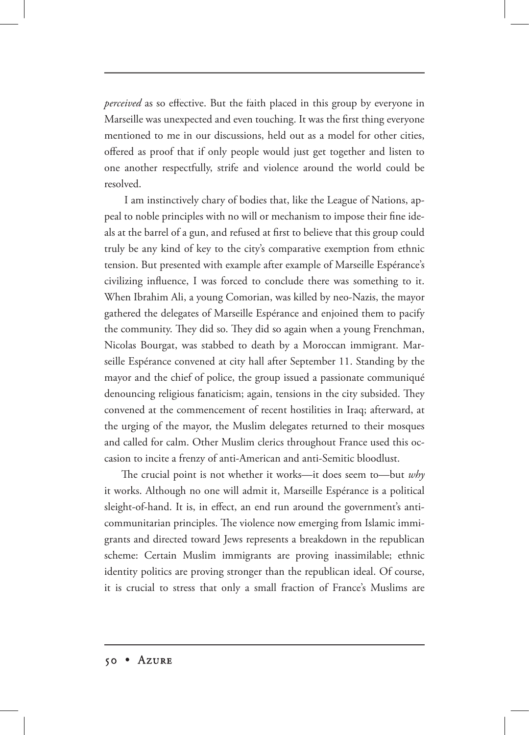*perceived* as so effective. But the faith placed in this group by everyone in Marseille was unexpected and even touching. It was the first thing everyone mentioned to me in our discussions, held out as a model for other cities, offered as proof that if only people would just get together and listen to one another respectfully, strife and violence around the world could be resolved.

I am instinctively chary of bodies that, like the League of Nations, appeal to noble principles with no will or mechanism to impose their fine ideals at the barrel of a gun, and refused at first to believe that this group could truly be any kind of key to the city's comparative exemption from ethnic tension. But presented with example after example of Marseille Espérance's civilizing influence, I was forced to conclude there was something to it. When Ibrahim Ali, a young Comorian, was killed by neo-Nazis, the mayor gathered the delegates of Marseille Espérance and enjoined them to pacify the community. They did so. They did so again when a young Frenchman, Nicolas Bourgat, was stabbed to death by a Moroccan immigrant. Marseille Espérance convened at city hall after September 11. Standing by the mayor and the chief of police, the group issued a passionate communiqué denouncing religious fanaticism; again, tensions in the city subsided. They convened at the commencement of recent hostilities in Iraq; afterward, at the urging of the mayor, the Muslim delegates returned to their mosques and called for calm. Other Muslim clerics throughout France used this occasion to incite a frenzy of anti-American and anti-Semitic bloodlust.

The crucial point is not whether it works—it does seem to—but *why* it works. Although no one will admit it, Marseille Espérance is a political sleight-of-hand. It is, in effect, an end run around the government's anti-communitarian principles. The violence now emerging from Islamic immigrants and directed toward Jews represents a breakdown in the republican scheme: Certain Muslim immigrants are proving inassimilable; ethnic identity politics are proving stronger than the republican ideal. Of course, it is crucial to stress that only a small fraction of France's Muslims are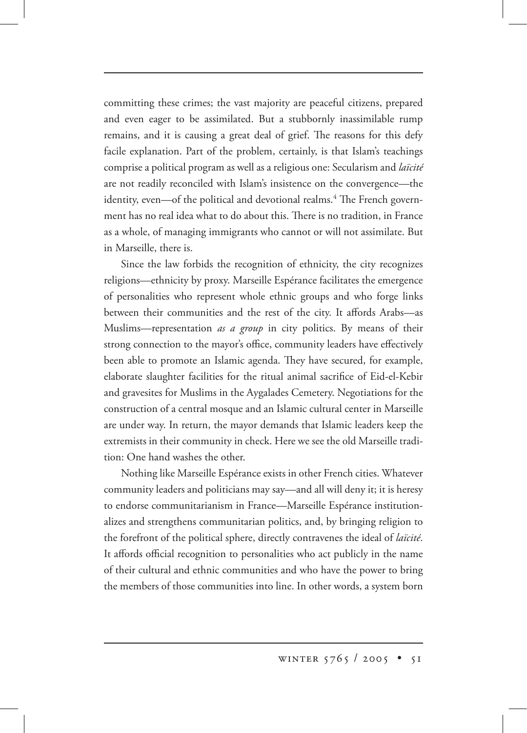committing these crimes; the vast majority are peaceful citizens, prepared and even eager to be assimilated. But a stubbornly inassimilable rump remains, and it is causing a great deal of grief. The reasons for this defy facile explanation. Part of the problem, certainly, is that Islam's teachings comprise a political program as well as a religious one: Secularism and *laïcité* are not readily reconciled with Islam's insistence on the convergence—the identity, even—of the political and devotional realms.[4] The French government has no real idea what to do about this. There is no tradition, in France as a whole, of managing immigrants who cannot or will not assimilate. But in Marseille, there is.

Since the law forbids the recognition of ethnicity, the city recognizes religions—ethnicity by proxy. Marseille Espérance facilitates the emergence of personalities who represent whole ethnic groups and who forge links between their communities and the rest of the city. It affords Arabs—as Muslims—representation *as a group* in city politics. By means of their strong connection to the mayor's office, community leaders have effectively been able to promote an Islamic agenda. They have secured, for example, elaborate slaughter facilities for the ritual animal sacrifice of Eid-el-Kebir and gravesites for Muslims in the Aygalades Cemetery. Negotiations for the construction of a central mosque and an Islamic cultural center in Marseille are under way. In return, the mayor demands that Islamic leaders keep the extremists in their community in check. Here we see the old Marseille tradition: One hand washes the other.

Nothing like Marseille Espérance exists in other French cities. Whatever community leaders and politicians may say—and all will deny it; it is heresy to endorse communitarianism in France—Marseille Espérance institutionalizes and strengthens communitarian politics, and, by bringing religion to the forefront of the political sphere, directly contravenes the ideal of *laïcité*. It affords official recognition to personalities who act publicly in the name of their cultural and ethnic communities and who have the power to bring the members of those communities into line. In other words, a system born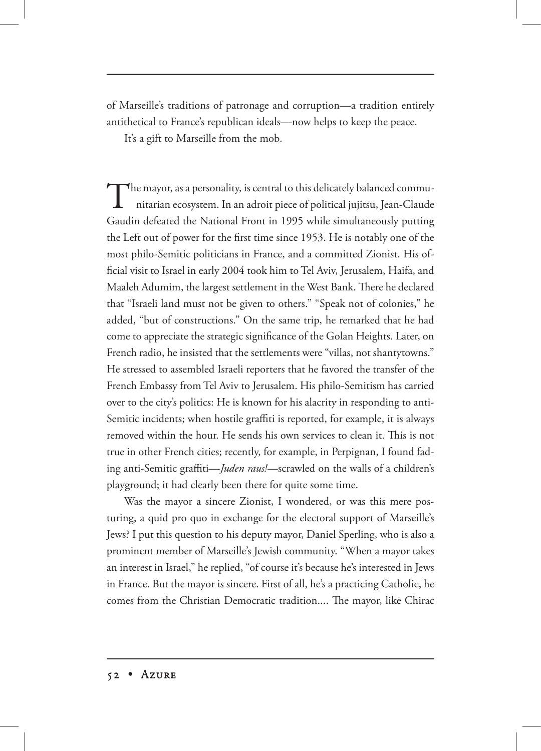of Marseille's traditions of patronage and corruption—a tradition entirely antithetical to France's republican ideals—now helps to keep the peace.

It's a gift to Marseille from the mob.

The mayor, as a personality, is central to this delicately balanced communitarian ecosystem. In an adroit piece of political jujitsu, Jean-Claude Gaudin defeated the National Front in 1995 while simultaneously putting the Left out of power for the first time since 1953. He is notably one of the most philo-Semitic politicians in France, and a committed Zionist. His official visit to Israel in early 2004 took him to Tel Aviv, Jerusalem, Haifa, and Maaleh Adumim, the largest settlement in the West Bank. There he declared that "Israeli land must not be given to others." "Speak not of colonies," he added, "but of constructions." On the same trip, he remarked that he had come to appreciate the strategic significance of the Golan Heights. Later, on French radio, he insisted that the settlements were "villas, not shantytowns." He stressed to assembled Israeli reporters that he favored the transfer of the French Embassy from Tel Aviv to Jerusalem. His philo-Semitism has carried over to the city's politics: He is known for his alacrity in responding to anti-Semitic incidents; when hostile graffiti is reported, for example, it is always removed within the hour. He sends his own services to clean it. This is not true in other French cities; recently, for example, in Perpignan, I found fading anti-Semitic graffiti—*Juden raus!*—scrawled on the walls of a children's playground; it had clearly been there for quite some time.

Was the mayor a sincere Zionist, I wondered, or was this mere posturing, a quid pro quo in exchange for the electoral support of Marseille's Jews? I put this question to his deputy mayor, Daniel Sperling, who is also a prominent member of Marseille's Jewish community. "When a mayor takes an interest in Israel," he replied, "of course it's because he's interested in Jews in France. But the mayor is sincere. First of all, he's a practicing Catholic, he comes from the Christian Democratic tradition.... The mayor, like Chirac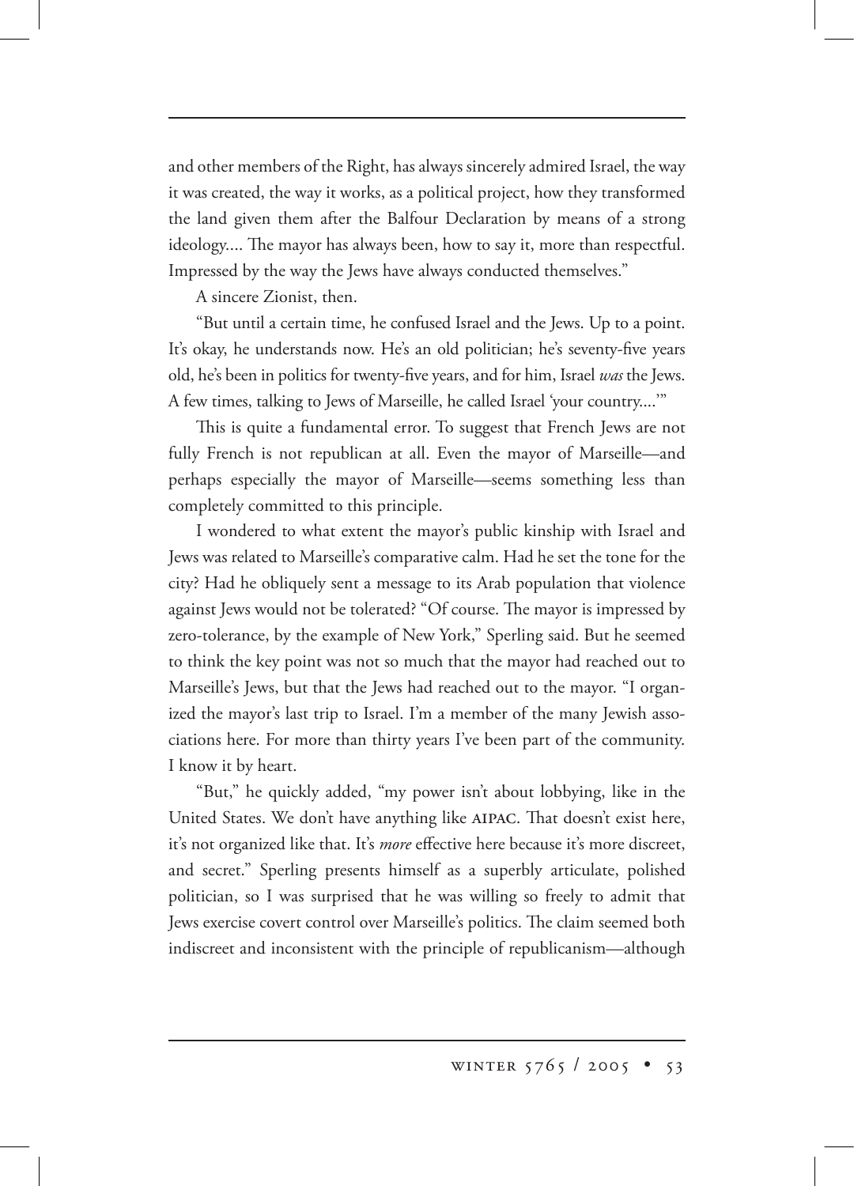and other members of the Right, has always sincerely admired Israel, the way it was created, the way it works, as a political project, how they transformed the land given them after the Balfour Declaration by means of a strong ideology.... The mayor has always been, how to say it, more than respectful. Impressed by the way the Jews have always conducted themselves."

A sincere Zionist, then.

"But until a certain time, he confused Israel and the Jews. Up to a point. It's okay, he understands now. He's an old politician; he's seventy-five years old, he's been in politics for twenty-five years, and for him, Israel *was* the Jews. A few times, talking to Jews of Marseille, he called Israel 'your country....'"

This is quite a fundamental error. To suggest that French Jews are not fully French is not republican at all. Even the mayor of Marseille—and perhaps especially the mayor of Marseille—seems something less than completely committed to this principle.

I wondered to what extent the mayor's public kinship with Israel and Jews was related to Marseille's comparative calm. Had he set the tone for the city? Had he obliquely sent a message to its Arab population that violence against Jews would not be tolerated? "Of course. The mayor is impressed by zero-tolerance, by the example of New York," Sperling said. But he seemed to think the key point was not so much that the mayor had reached out to Marseille's Jews, but that the Jews had reached out to the mayor. "I organized the mayor's last trip to Israel. I'm a member of the many Jewish associations here. For more than thirty years I've been part of the community. I know it by heart.

"But," he quickly added, "my power isn't about lobbying, like in the United States. We don't have anything like AIPAC. That doesn't exist here, it's not organized like that. It's *more* effective here because it's more discreet, and secret." Sperling presents himself as a superbly articulate, polished politician, so I was surprised that he was willing so freely to admit that Jews exercise covert control over Marseille's politics. The claim seemed both indiscreet and inconsistent with the principle of republicanism—although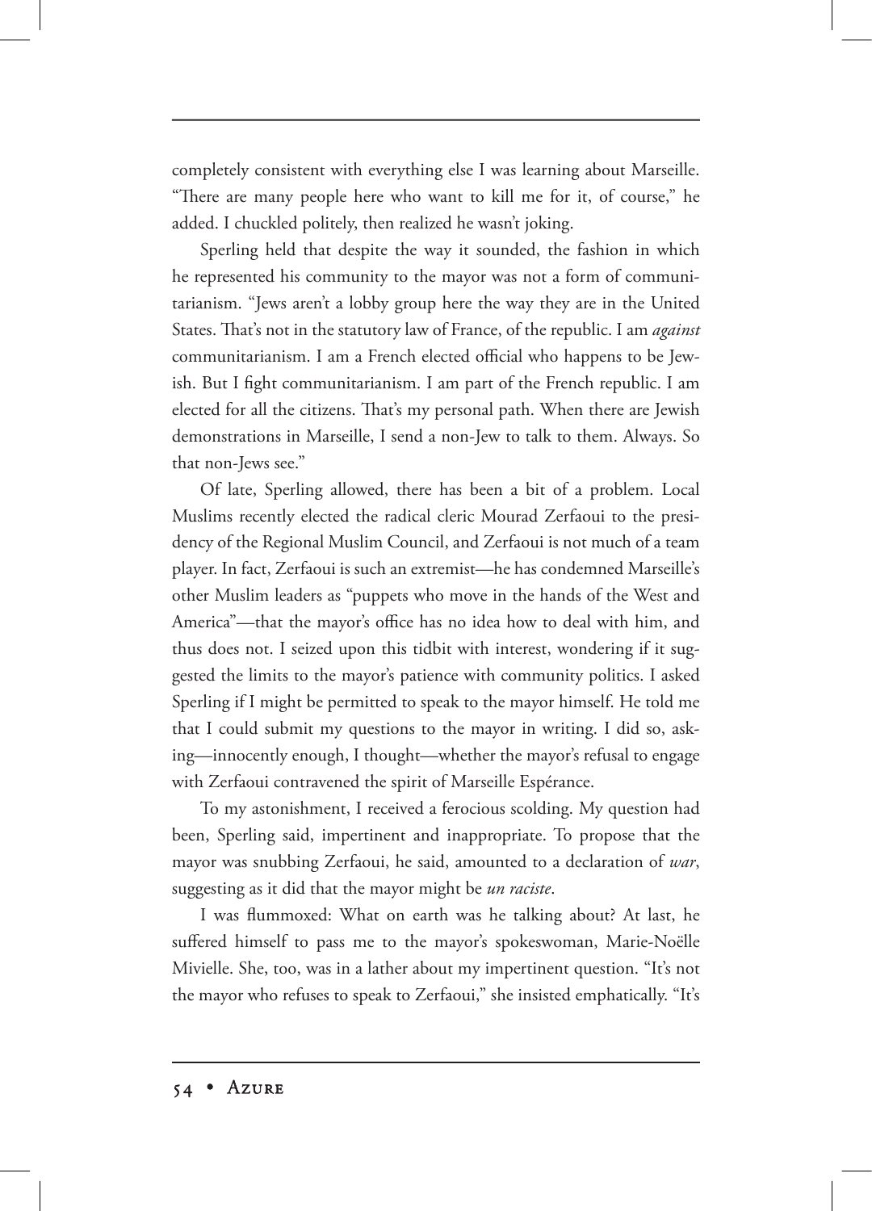completely consistent with everything else I was learning about Marseille. "There are many people here who want to kill me for it, of course," he added. I chuckled politely, then realized he wasn't joking.

Sperling held that despite the way it sounded, the fashion in which he represented his community to the mayor was not a form of communitarianism. "Jews aren't a lobby group here the way they are in the United States. That's not in the statutory law of France, of the republic. I am *against* communitarianism. I am a French elected official who happens to be Jewish. But I fight communitarianism. I am part of the French republic. I am elected for all the citizens. That's my personal path. When there are Jewish demonstrations in Marseille, I send a non-Jew to talk to them. Always. So that non-Jews see."

Of late, Sperling allowed, there has been a bit of a problem. Local Muslims recently elected the radical cleric Mourad Zerfaoui to the presidency of the Regional Muslim Council, and Zerfaoui is not much of a team player. In fact, Zerfaoui is such an extremist—he has condemned Marseille's other Muslim leaders as "puppets who move in the hands of the West and America"—that the mayor's office has no idea how to deal with him, and thus does not. I seized upon this tidbit with interest, wondering if it suggested the limits to the mayor's patience with community politics. I asked Sperling if I might be permitted to speak to the mayor himself. He told me that I could submit my questions to the mayor in writing. I did so, asking—innocently enough, I thought—whether the mayor's refusal to engage with Zerfaoui contravened the spirit of Marseille Espérance.

To my astonishment, I received a ferocious scolding. My question had been, Sperling said, impertinent and inappropriate. To propose that the mayor was snubbing Zerfaoui, he said, amounted to a declaration of *war*, suggesting as it did that the mayor might be *un raciste*.

I was flummoxed: What on earth was he talking about? At last, he suffered himself to pass me to the mayor's spokeswoman, Marie-Noëlle Mivielle. She, too, was in a lather about my impertinent question. "It's not the mayor who refuses to speak to Zerfaoui," she insisted emphatically. "It's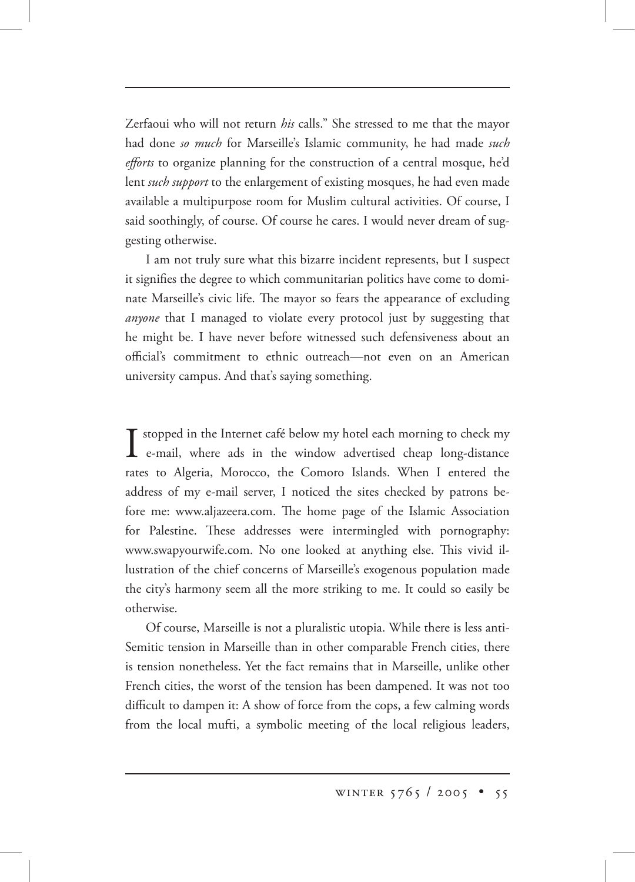Zerfaoui who will not return *his* calls." She stressed to me that the mayor had done *so much* for Marseille's Islamic community, he had made *such efforts* to organize planning for the construction of a central mosque, he'd lent *such support* to the enlargement of existing mosques, he had even made available a multipurpose room for Muslim cultural activities. Of course, I said soothingly, of course. Of course he cares. I would never dream of suggesting otherwise.

I am not truly sure what this bizarre incident represents, but I suspect it signifies the degree to which communitarian politics have come to dominate Marseille's civic life. The mayor so fears the appearance of excluding *anyone* that I managed to violate every protocol just by suggesting that he might be. I have never before witnessed such defensiveness about an official's commitment to ethnic outreach—not even on an American university campus. And that's saying something.

I stopped in the Internet café below my hotel each morning to check my e-mail, where ads in the window advertised cheap long-distance rates to Algeria, Morocco, the Comoro Islands. When I entered the address of my e-mail server, I noticed the sites checked by patrons before me: www.aljazeera.com. The home page of the Islamic Association for Palestine. These addresses were intermingled with pornography: www.swapyourwife.com. No one looked at anything else. This vivid illustration of the chief concerns of Marseille's exogenous population made the city's harmony seem all the more striking to me. It could so easily be otherwise.

Of course, Marseille is not a pluralistic utopia. While there is less anti-Semitic tension in Marseille than in other comparable French cities, there is tension nonetheless. Yet the fact remains that in Marseille, unlike other French cities, the worst of the tension has been dampened. It was not too difficult to dampen it: A show of force from the cops, a few calming words from the local mufti, a symbolic meeting of the local religious leaders,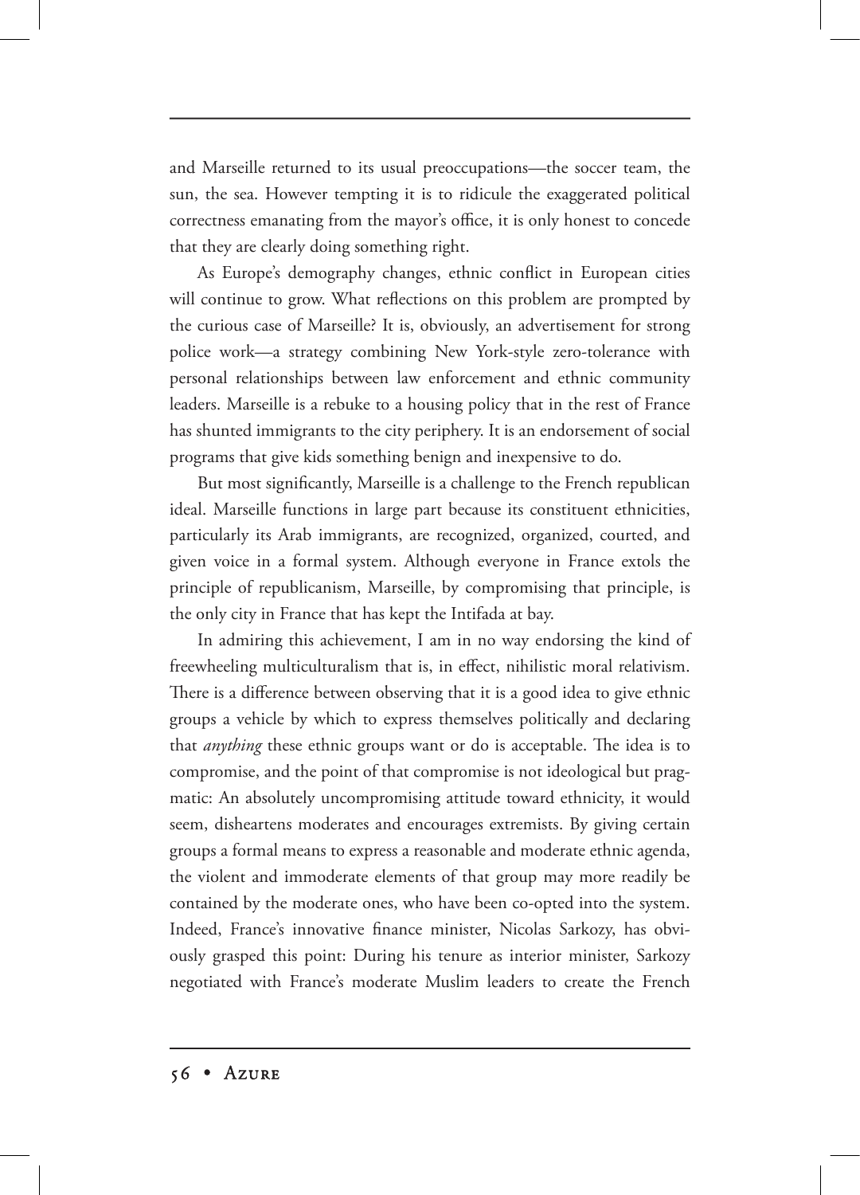and Marseille returned to its usual preoccupations—the soccer team, the sun, the sea. However tempting it is to ridicule the exaggerated political correctness emanating from the mayor's office, it is only honest to concede that they are clearly doing something right.

As Europe's demography changes, ethnic conflict in European cities will continue to grow. What reflections on this problem are prompted by the curious case of Marseille? It is, obviously, an advertisement for strong police work—a strategy combining New York-style zero-tolerance with personal relationships between law enforcement and ethnic community leaders. Marseille is a rebuke to a housing policy that in the rest of France has shunted immigrants to the city periphery. It is an endorsement of social programs that give kids something benign and inexpensive to do.

But most significantly, Marseille is a challenge to the French republican ideal. Marseille functions in large part because its constituent ethnicities, particularly its Arab immigrants, are recognized, organized, courted, and given voice in a formal system. Although everyone in France extols the principle of republicanism, Marseille, by compromising that principle, is the only city in France that has kept the Intifada at bay.

In admiring this achievement, I am in no way endorsing the kind of freewheeling multiculturalism that is, in effect, nihilistic moral relativism. There is a difference between observing that it is a good idea to give ethnic groups a vehicle by which to express themselves politically and declaring that *anything* these ethnic groups want or do is acceptable. The idea is to compromise, and the point of that compromise is not ideological but pragmatic: An absolutely uncompromising attitude toward ethnicity, it would seem, disheartens moderates and encourages extremists. By giving certain groups a formal means to express a reasonable and moderate ethnic agenda, the violent and immoderate elements of that group may more readily be contained by the moderate ones, who have been co-opted into the system. Indeed, France's innovative finance minister, Nicolas Sarkozy, has obviously grasped this point: During his tenure as interior minister, Sarkozy negotiated with France's moderate Muslim leaders to create the French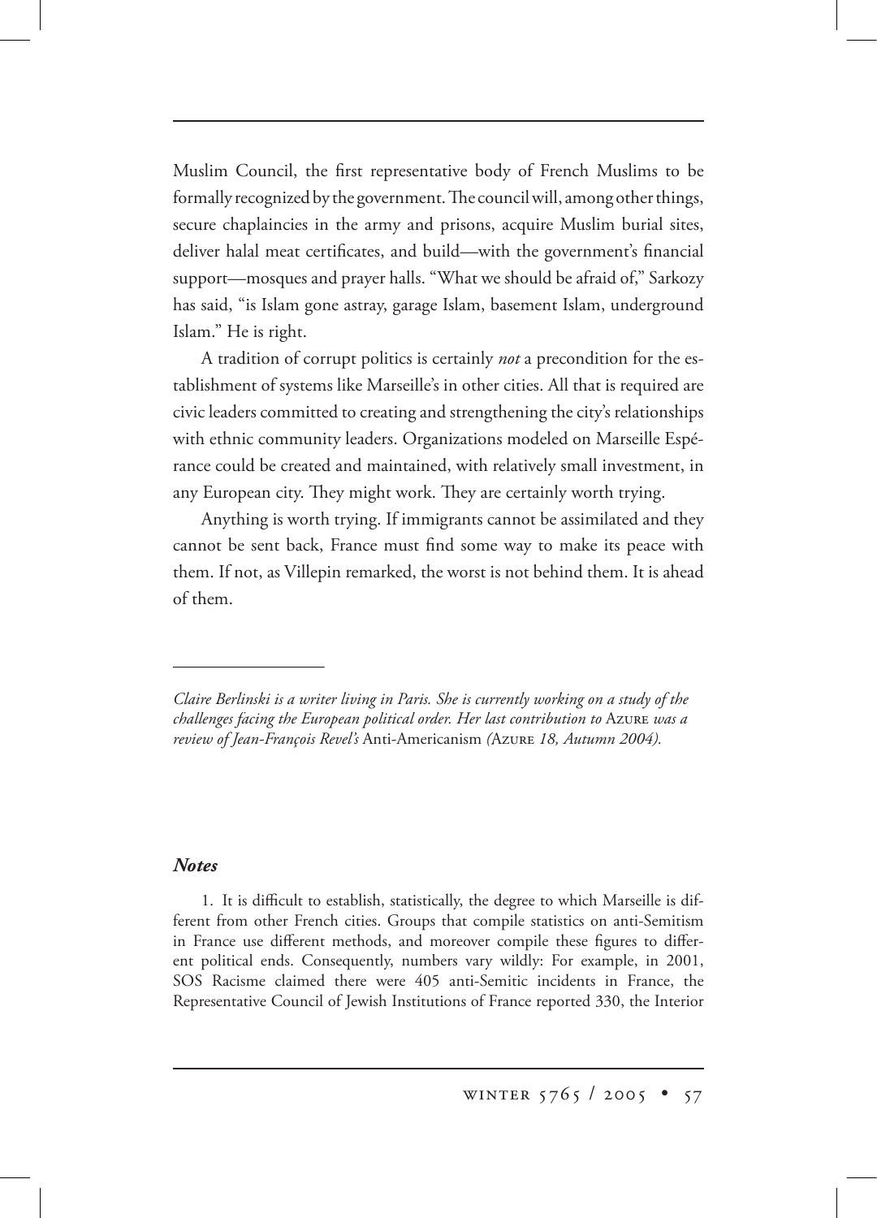Muslim Council, the first representative body of French Muslims to be formally recognized by the government. The council will, among other things, secure chaplaincies in the army and prisons, acquire Muslim burial sites, deliver halal meat certificates, and build—with the government's financial support—mosques and prayer halls. "What we should be afraid of," Sarkozy has said, "is Islam gone astray, garage Islam, basement Islam, underground Islam." He is right.

A tradition of corrupt politics is certainly *not* a precondition for the establishment of systems like Marseille's in other cities. All that is required are civic leaders committed to creating and strengthening the city's relationships with ethnic community leaders. Organizations modeled on Marseille Espérance could be created and maintained, with relatively small investment, in any European city. They might work. They are certainly worth trying.

Anything is worth trying. If immigrants cannot be assimilated and they cannot be sent back, France must find some way to make its peace with them. If not, as Villepin remarked, the worst is not behind them. It is ahead of them.

---

*Claire Berlinski is a writer living in Paris. She is currently working on a study of the challenges facing the European political order. Her last contribution to* Azure *was a review of Jean-François Revel's* Anti-Americanism *(*Azure *18, Autumn 2004).*

### *Notes*

1. It is difficult to establish, statistically, the degree to which Marseille is different from other French cities. Groups that compile statistics on anti-Semitism in France use different methods, and moreover compile these figures to different political ends. Consequently, numbers vary wildly: For example, in 2001, SOS Racisme claimed there were 405 anti-Semitic incidents in France, the Representative Council of Jewish Institutions of France reported 330, the Interior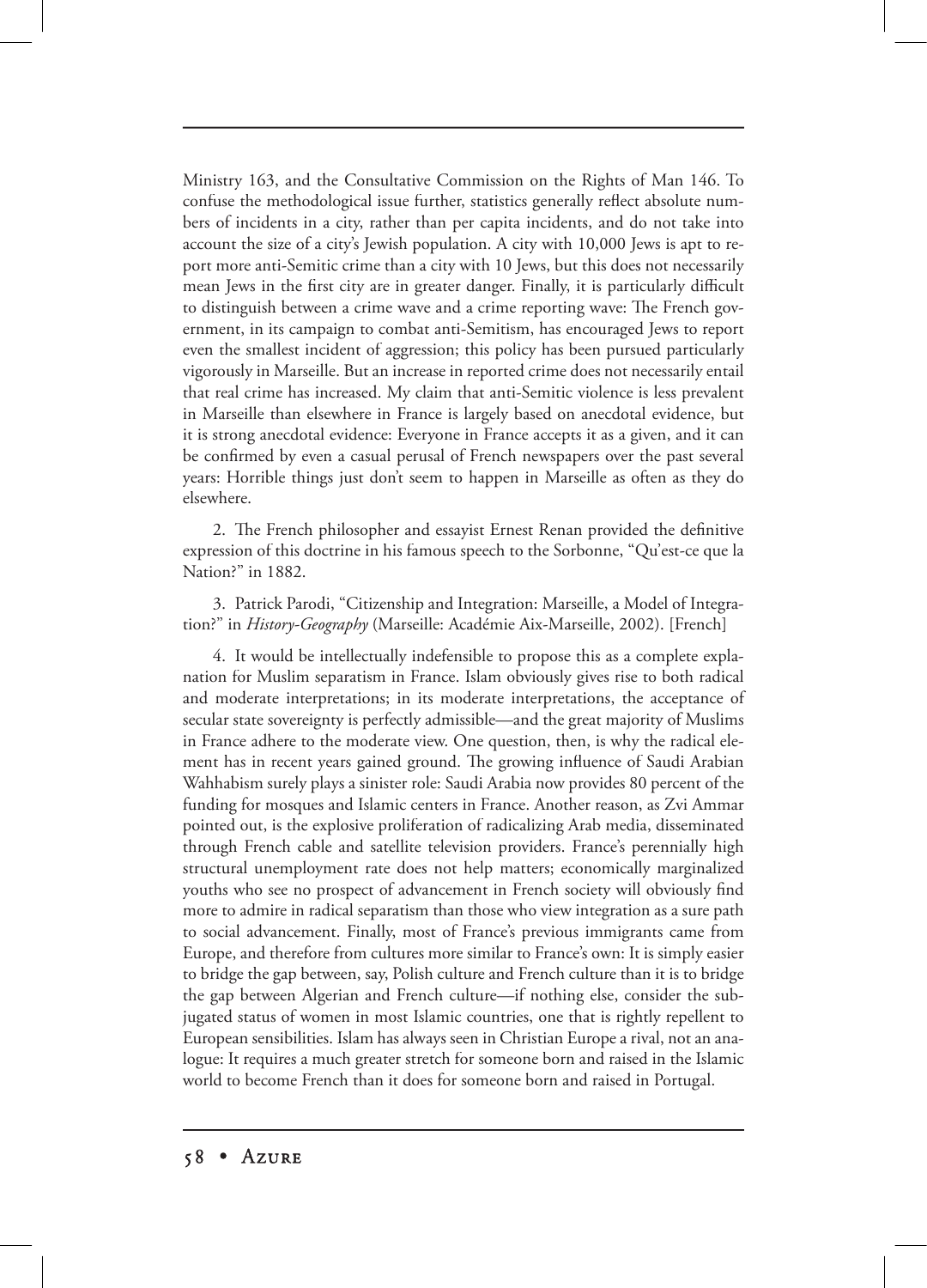Ministry 163, and the Consultative Commission on the Rights of Man 146. To confuse the methodological issue further, statistics generally reflect absolute numbers of incidents in a city, rather than per capita incidents, and do not take into account the size of a city's Jewish population. A city with 10,000 Jews is apt to report more anti-Semitic crime than a city with 10 Jews, but this does not necessarily mean Jews in the first city are in greater danger. Finally, it is particularly difficult to distinguish between a crime wave and a crime reporting wave: The French government, in its campaign to combat anti-Semitism, has encouraged Jews to report even the smallest incident of aggression; this policy has been pursued particularly vigorously in Marseille. But an increase in reported crime does not necessarily entail that real crime has increased. My claim that anti-Semitic violence is less prevalent in Marseille than elsewhere in France is largely based on anecdotal evidence, but it is strong anecdotal evidence: Everyone in France accepts it as a given, and it can be confirmed by even a casual perusal of French newspapers over the past several years: Horrible things just don't seem to happen in Marseille as often as they do elsewhere.

2. The French philosopher and essayist Ernest Renan provided the definitive expression of this doctrine in his famous speech to the Sorbonne, "Qu'est-ce que la Nation?" in 1882.

3. Patrick Parodi, "Citizenship and Integration: Marseille, a Model of Integration?" in *History-Geography* (Marseille: Académie Aix-Marseille, 2002). [French]

4. It would be intellectually indefensible to propose this as a complete explanation for Muslim separatism in France. Islam obviously gives rise to both radical and moderate interpretations; in its moderate interpretations, the acceptance of secular state sovereignty is perfectly admissible—and the great majority of Muslims in France adhere to the moderate view. One question, then, is why the radical element has in recent years gained ground. The growing influence of Saudi Arabian Wahhabism surely plays a sinister role: Saudi Arabia now provides 80 percent of the funding for mosques and Islamic centers in France. Another reason, as Zvi Ammar pointed out, is the explosive proliferation of radicalizing Arab media, disseminated through French cable and satellite television providers. France's perennially high structural unemployment rate does not help matters; economically marginalized youths who see no prospect of advancement in French society will obviously find more to admire in radical separatism than those who view integration as a sure path to social advancement. Finally, most of France's previous immigrants came from Europe, and therefore from cultures more similar to France's own: It is simply easier to bridge the gap between, say, Polish culture and French culture than it is to bridge the gap between Algerian and French culture—if nothing else, consider the subjugated status of women in most Islamic countries, one that is rightly repellent to European sensibilities. Islam has always seen in Christian Europe a rival, not an analogue: It requires a much greater stretch for someone born and raised in the Islamic world to become French than it does for someone born and raised in Portugal.